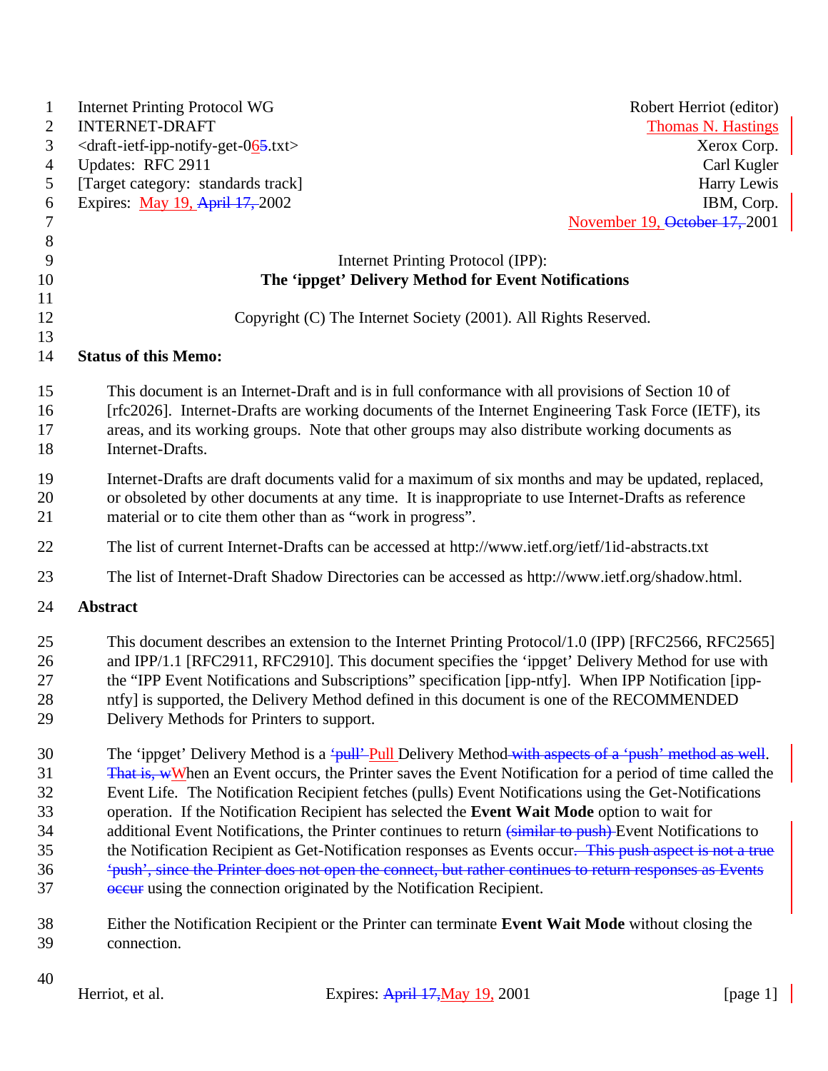Internet Printing Protocol WG — Robert Herriot (editor)
INTERNET-DRAFT — Thomas N. Hastings
<draft-ietf-ipp-notify-get-065.txt> — Xerox Corp.
Updates: RFC 2911 — Carl Kugler
[Target category: standards track] — Harry Lewis
Expires: May 19, April 17, 2002 — IBM, Corp.
November 19, October 17, 2001

Internet Printing Protocol (IPP):

**The 'ippget' Delivery Method for Event Notifications**

Copyright (C) The Internet Society (2001). All Rights Reserved.

## Status of this Memo:

This document is an Internet-Draft and is in full conformance with all provisions of Section 10 of [rfc2026]. Internet-Drafts are working documents of the Internet Engineering Task Force (IETF), its areas, and its working groups. Note that other groups may also distribute working documents as Internet-Drafts.

Internet-Drafts are draft documents valid for a maximum of six months and may be updated, replaced, or obsoleted by other documents at any time. It is inappropriate to use Internet-Drafts as reference material or to cite them other than as "work in progress".

The list of current Internet-Drafts can be accessed at http://www.ietf.org/ietf/1id-abstracts.txt

The list of Internet-Draft Shadow Directories can be accessed as http://www.ietf.org/shadow.html.

## Abstract

This document describes an extension to the Internet Printing Protocol/1.0 (IPP) [RFC2566, RFC2565] and IPP/1.1 [RFC2911, RFC2910]. This document specifies the 'ippget' Delivery Method for use with the "IPP Event Notifications and Subscriptions" specification [ipp-ntfy]. When IPP Notification [ipp-ntfy] is supported, the Delivery Method defined in this document is one of the RECOMMENDED Delivery Methods for Printers to support.

The 'ippget' Delivery Method is a ~~'pull'~~ Pull Delivery Method ~~with aspects of a 'push' method as well. That is, w~~When an Event occurs, the Printer saves the Event Notification for a period of time called the Event Life. The Notification Recipient fetches (pulls) Event Notifications using the Get-Notifications operation. If the Notification Recipient has selected the **Event Wait Mode** option to wait for additional Event Notifications, the Printer continues to return ~~(similar to push)~~ Event Notifications to the Notification Recipient as Get-Notification responses as Events occur. ~~This push aspect is not a true 'push', since the Printer does not open the connect, but rather continues to return responses as Events occur~~ using the connection originated by the Notification Recipient.

Either the Notification Recipient or the Printer can terminate **Event Wait Mode** without closing the connection.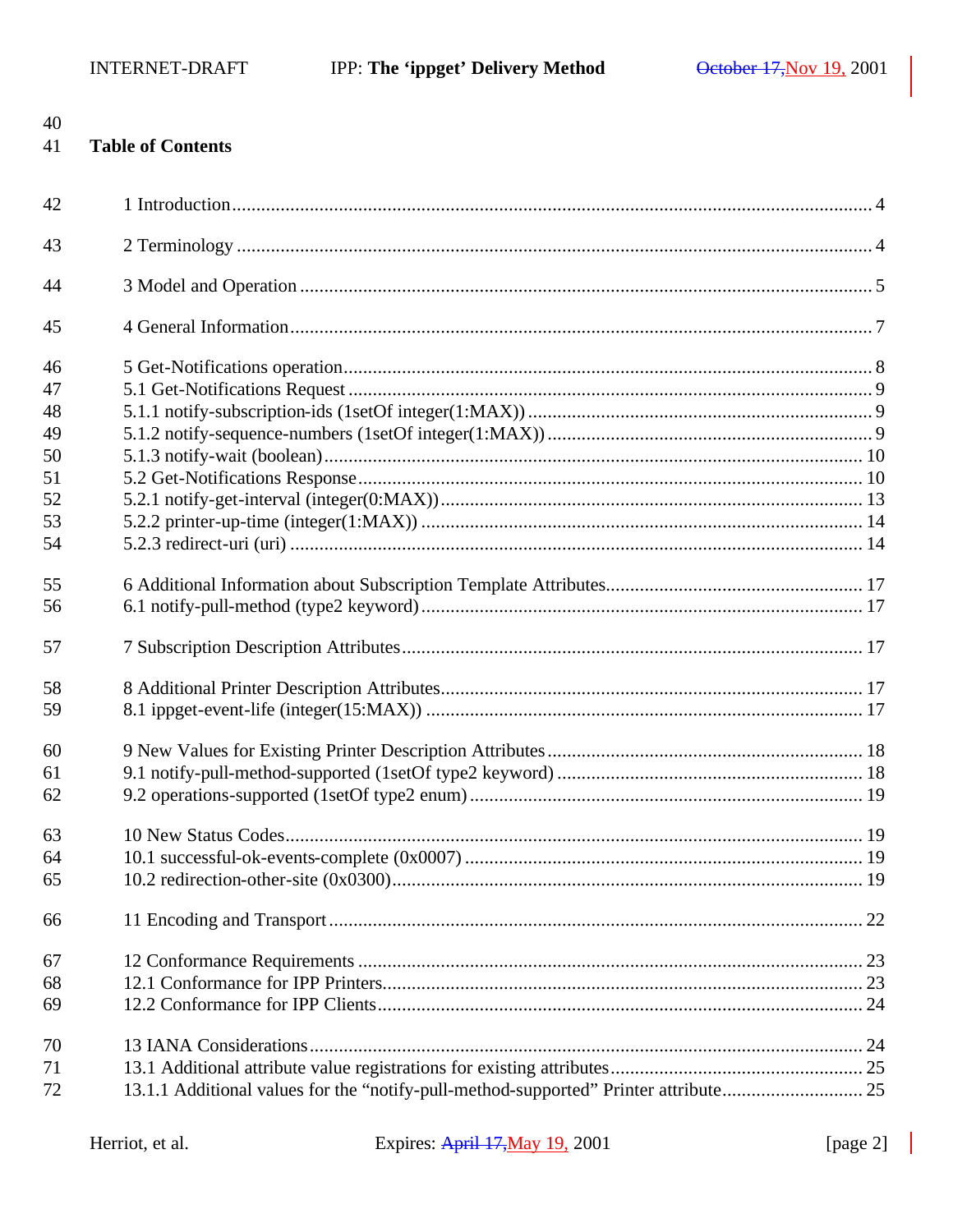## Table of Contents

1 Introduction .......... 4

2 Terminology .......... 4

3 Model and Operation .......... 5

4 General Information .......... 7

5 Get-Notifications operation .......... 8
5.1 Get-Notifications Request .......... 9
5.1.1 notify-subscription-ids (1setOf integer(1:MAX)) .......... 9
5.1.2 notify-sequence-numbers (1setOf integer(1:MAX)) .......... 9
5.1.3 notify-wait (boolean) .......... 10
5.2 Get-Notifications Response .......... 10
5.2.1 notify-get-interval (integer(0:MAX)) .......... 13
5.2.2 printer-up-time (integer(1:MAX)) .......... 14
5.2.3 redirect-uri (uri) .......... 14

6 Additional Information about Subscription Template Attributes .......... 17
6.1 notify-pull-method (type2 keyword) .......... 17

7 Subscription Description Attributes .......... 17

8 Additional Printer Description Attributes .......... 17
8.1 ippget-event-life (integer(15:MAX)) .......... 17

9 New Values for Existing Printer Description Attributes .......... 18
9.1 notify-pull-method-supported (1setOf type2 keyword) .......... 18
9.2 operations-supported (1setOf type2 enum) .......... 19

10 New Status Codes .......... 19
10.1 successful-ok-events-complete (0x0007) .......... 19
10.2 redirection-other-site (0x0300) .......... 19

11 Encoding and Transport .......... 22

12 Conformance Requirements .......... 23
12.1 Conformance for IPP Printers .......... 23
12.2 Conformance for IPP Clients .......... 24

13 IANA Considerations .......... 24
13.1 Additional attribute value registrations for existing attributes .......... 25
13.1.1 Additional values for the "notify-pull-method-supported" Printer attribute .......... 25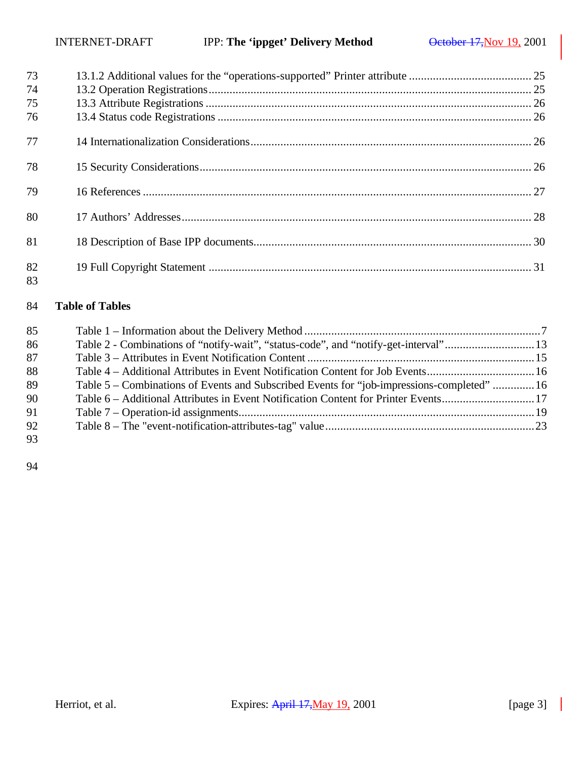13.1.2 Additional values for the “operations-supported” Printer attribute ........................................ 25
13.2 Operation Registrations............................................................................................................ 25
13.3 Attribute Registrations ............................................................................................................ 26
13.4 Status code Registrations ........................................................................................................ 26

14 Internationalization Considerations.............................................................................................. 26

15 Security Considerations.............................................................................................................. 26

16 References ................................................................................................................................. 27

17 Authors’ Addresses.................................................................................................................... 28

18 Description of Base IPP documents............................................................................................ 30

19 Full Copyright Statement ........................................................................................................... 31

## Table of Tables

Table 1 – Information about the Delivery Method ..............................................................................7
Table 2 - Combinations of “notify-wait”, “status-code”, and “notify-get-interval”..............................13
Table 3 – Attributes in Event Notification Content ...........................................................................15
Table 4 – Additional Attributes in Event Notification Content for Job Events....................................16
Table 5 – Combinations of Events and Subscribed Events for “job-impressions-completed” .............16
Table 6 – Additional Attributes in Event Notification Content for Printer Events...............................17
Table 7 – Operation-id assignments..................................................................................................19
Table 8 – The "event-notification-attributes-tag" value.....................................................................23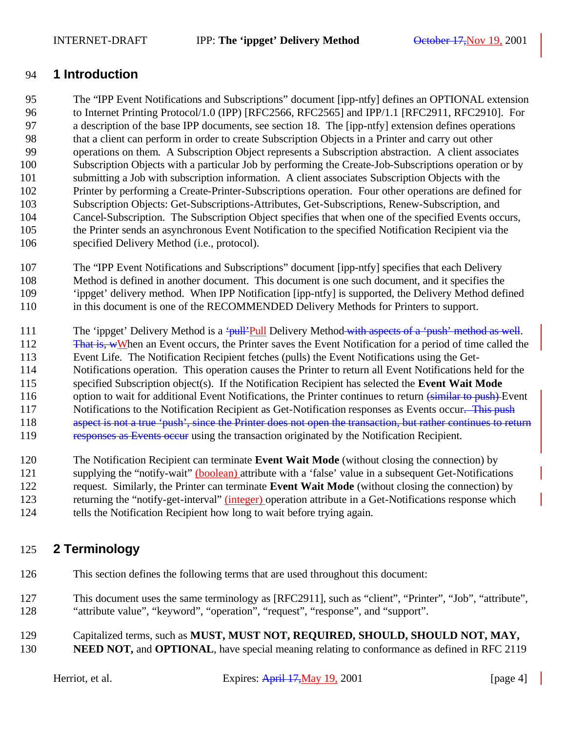# 1 Introduction

The "IPP Event Notifications and Subscriptions" document [ipp-ntfy] defines an OPTIONAL extension to Internet Printing Protocol/1.0 (IPP) [RFC2566, RFC2565] and IPP/1.1 [RFC2911, RFC2910]. For a description of the base IPP documents, see section 18. The [ipp-ntfy] extension defines operations that a client can perform in order to create Subscription Objects in a Printer and carry out other operations on them. A Subscription Object represents a Subscription abstraction. A client associates Subscription Objects with a particular Job by performing the Create-Job-Subscriptions operation or by submitting a Job with subscription information. A client associates Subscription Objects with the Printer by performing a Create-Printer-Subscriptions operation. Four other operations are defined for Subscription Objects: Get-Subscriptions-Attributes, Get-Subscriptions, Renew-Subscription, and Cancel-Subscription. The Subscription Object specifies that when one of the specified Events occurs, the Printer sends an asynchronous Event Notification to the specified Notification Recipient via the specified Delivery Method (i.e., protocol).

The "IPP Event Notifications and Subscriptions" document [ipp-ntfy] specifies that each Delivery Method is defined in another document. This document is one such document, and it specifies the 'ippget' delivery method. When IPP Notification [ipp-ntfy] is supported, the Delivery Method defined in this document is one of the RECOMMENDED Delivery Methods for Printers to support.

The 'ippget' Delivery Method is a ~~'pull'~~Pull Delivery Method~~ with aspects of a 'push' method as well~~. ~~That is, w~~When an Event occurs, the Printer saves the Event Notification for a period of time called the Event Life. The Notification Recipient fetches (pulls) the Event Notifications using the Get-Notifications operation. This operation causes the Printer to return all Event Notifications held for the specified Subscription object(s). If the Notification Recipient has selected the **Event Wait Mode** option to wait for additional Event Notifications, the Printer continues to return ~~(similar to push)~~ Event Notifications to the Notification Recipient as Get-Notification responses as Events occur~~. This push aspect is not a true 'push', since the Printer does not open the transaction, but rather continues to return responses as Events occur~~ using the transaction originated by the Notification Recipient.

The Notification Recipient can terminate **Event Wait Mode** (without closing the connection) by supplying the "notify-wait" (boolean) attribute with a 'false' value in a subsequent Get-Notifications request. Similarly, the Printer can terminate **Event Wait Mode** (without closing the connection) by returning the "notify-get-interval" (integer) operation attribute in a Get-Notifications response which tells the Notification Recipient how long to wait before trying again.

# 2 Terminology

This section defines the following terms that are used throughout this document:

This document uses the same terminology as [RFC2911], such as "client", "Printer", "Job", "attribute", "attribute value", "keyword", "operation", "request", "response", and "support".

Capitalized terms, such as **MUST, MUST NOT, REQUIRED, SHOULD, SHOULD NOT, MAY, NEED NOT,** and **OPTIONAL**, have special meaning relating to conformance as defined in RFC 2119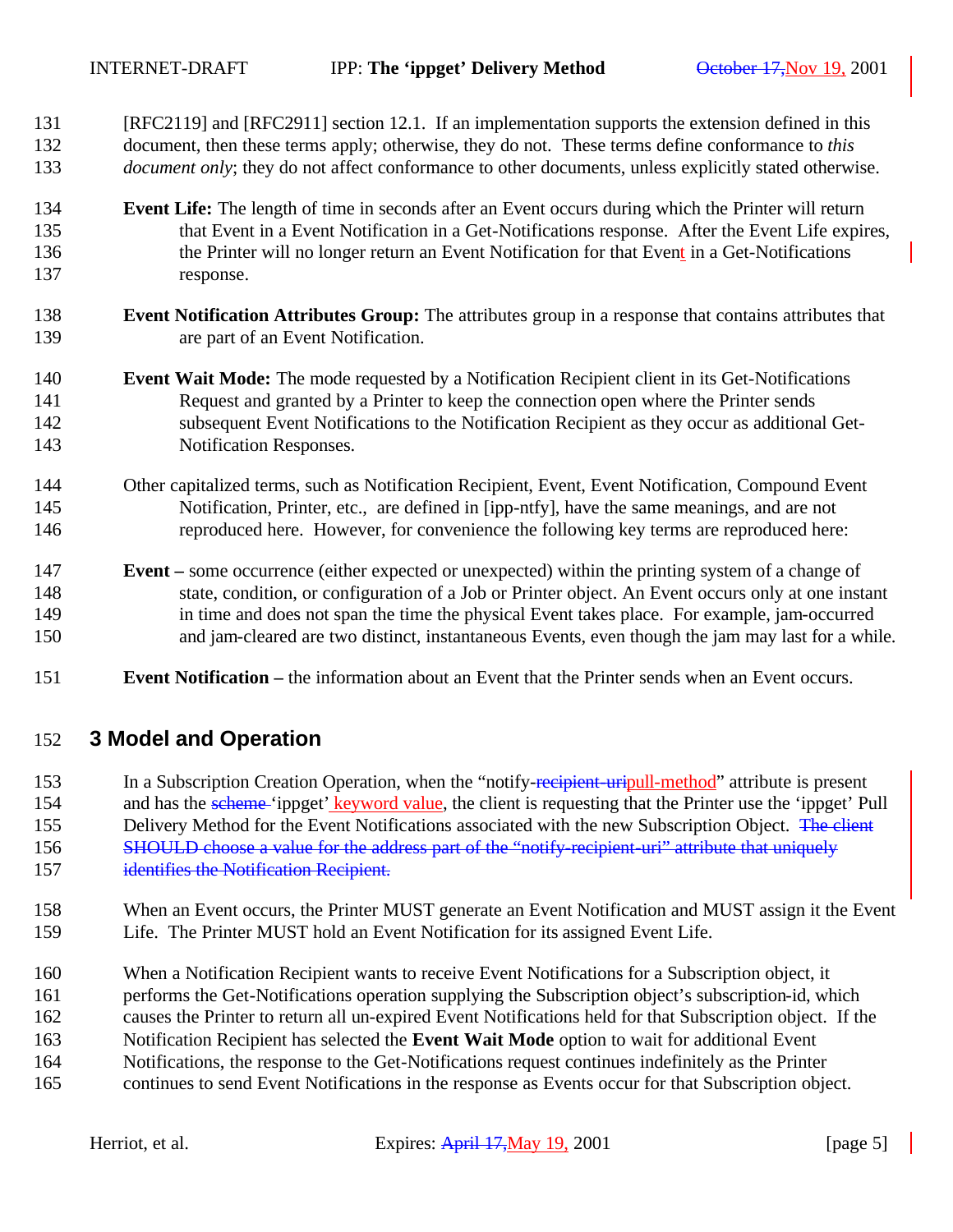[RFC2119] and [RFC2911] section 12.1. If an implementation supports the extension defined in this document, then these terms apply; otherwise, they do not. These terms define conformance to *this document only*; they do not affect conformance to other documents, unless explicitly stated otherwise.

**Event Life:** The length of time in seconds after an Event occurs during which the Printer will return that Event in a Event Notification in a Get-Notifications response. After the Event Life expires, the Printer will no longer return an Event Notification for that Event in a Get-Notifications response.

**Event Notification Attributes Group:** The attributes group in a response that contains attributes that are part of an Event Notification.

**Event Wait Mode:** The mode requested by a Notification Recipient client in its Get-Notifications Request and granted by a Printer to keep the connection open where the Printer sends subsequent Event Notifications to the Notification Recipient as they occur as additional Get-Notification Responses.

Other capitalized terms, such as Notification Recipient, Event, Event Notification, Compound Event Notification, Printer, etc., are defined in [ipp-ntfy], have the same meanings, and are not reproduced here. However, for convenience the following key terms are reproduced here:

**Event –** some occurrence (either expected or unexpected) within the printing system of a change of state, condition, or configuration of a Job or Printer object. An Event occurs only at one instant in time and does not span the time the physical Event takes place. For example, jam-occurred and jam-cleared are two distinct, instantaneous Events, even though the jam may last for a while.

**Event Notification –** the information about an Event that the Printer sends when an Event occurs.

# 3 Model and Operation

In a Subscription Creation Operation, when the "notify-~~recipient-uri~~pull-method" attribute is present and has the ~~scheme~~ 'ippget' keyword value, the client is requesting that the Printer use the 'ippget' Pull Delivery Method for the Event Notifications associated with the new Subscription Object. ~~The client SHOULD choose a value for the address part of the "notify-recipient-uri" attribute that uniquely identifies the Notification Recipient.~~

When an Event occurs, the Printer MUST generate an Event Notification and MUST assign it the Event Life. The Printer MUST hold an Event Notification for its assigned Event Life.

When a Notification Recipient wants to receive Event Notifications for a Subscription object, it performs the Get-Notifications operation supplying the Subscription object's subscription-id, which causes the Printer to return all un-expired Event Notifications held for that Subscription object. If the Notification Recipient has selected the **Event Wait Mode** option to wait for additional Event Notifications, the response to the Get-Notifications request continues indefinitely as the Printer continues to send Event Notifications in the response as Events occur for that Subscription object.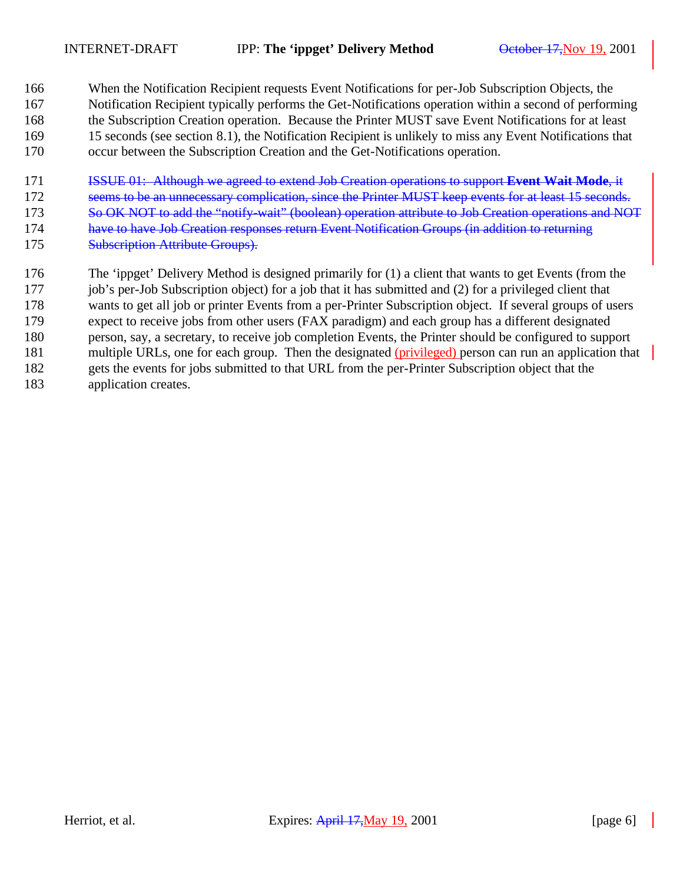When the Notification Recipient requests Event Notifications for per-Job Subscription Objects, the Notification Recipient typically performs the Get-Notifications operation within a second of performing the Subscription Creation operation. Because the Printer MUST save Event Notifications for at least 15 seconds (see section 8.1), the Notification Recipient is unlikely to miss any Event Notifications that occur between the Subscription Creation and the Get-Notifications operation.

~~ISSUE 01: Although we agreed to extend Job Creation operations to support **Event Wait Mode**, it seems to be an unnecessary complication, since the Printer MUST keep events for at least 15 seconds. So OK NOT to add the "notify-wait" (boolean) operation attribute to Job Creation operations and NOT have to have Job Creation responses return Event Notification Groups (in addition to returning Subscription Attribute Groups).~~

The 'ippget' Delivery Method is designed primarily for (1) a client that wants to get Events (from the job's per-Job Subscription object) for a job that it has submitted and (2) for a privileged client that wants to get all job or printer Events from a per-Printer Subscription object. If several groups of users expect to receive jobs from other users (FAX paradigm) and each group has a different designated person, say, a secretary, to receive job completion Events, the Printer should be configured to support multiple URLs, one for each group. Then the designated (privileged) person can run an application that gets the events for jobs submitted to that URL from the per-Printer Subscription object that the application creates.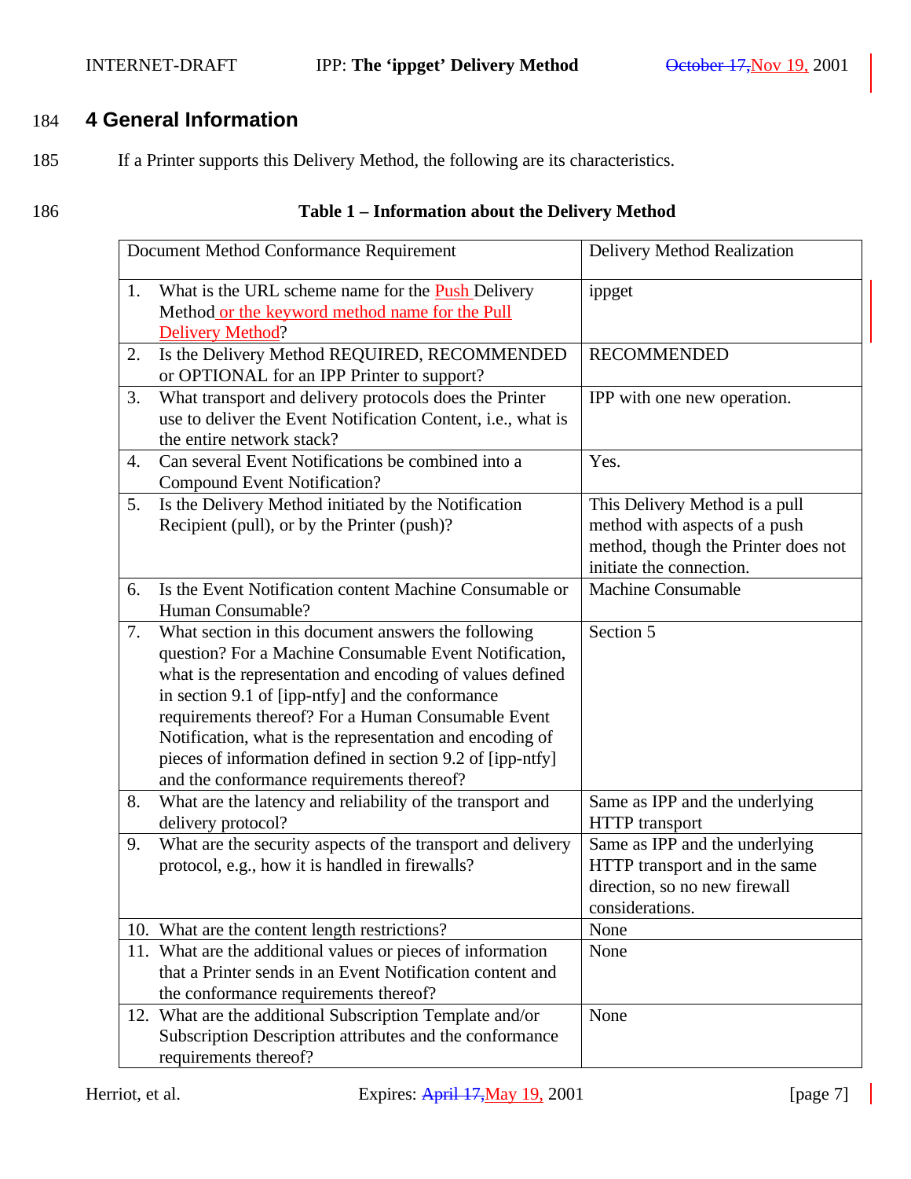# 4 General Information

If a Printer supports this Delivery Method, the following are its characteristics.

**Table 1 – Information about the Delivery Method**

| Document Method Conformance Requirement | Delivery Method Realization |
|---|---|
| 1. What is the URL scheme name for the Push Delivery Method or the keyword method name for the Pull Delivery Method? | ippget |
| 2. Is the Delivery Method REQUIRED, RECOMMENDED or OPTIONAL for an IPP Printer to support? | RECOMMENDED |
| 3. What transport and delivery protocols does the Printer use to deliver the Event Notification Content, i.e., what is the entire network stack? | IPP with one new operation. |
| 4. Can several Event Notifications be combined into a Compound Event Notification? | Yes. |
| 5. Is the Delivery Method initiated by the Notification Recipient (pull), or by the Printer (push)? | This Delivery Method is a pull method with aspects of a push method, though the Printer does not initiate the connection. |
| 6. Is the Event Notification content Machine Consumable or Human Consumable? | Machine Consumable |
| 7. What section in this document answers the following question? For a Machine Consumable Event Notification, what is the representation and encoding of values defined in section 9.1 of [ipp-ntfy] and the conformance requirements thereof? For a Human Consumable Event Notification, what is the representation and encoding of pieces of information defined in section 9.2 of [ipp-ntfy] and the conformance requirements thereof? | Section 5 |
| 8. What are the latency and reliability of the transport and delivery protocol? | Same as IPP and the underlying HTTP transport |
| 9. What are the security aspects of the transport and delivery protocol, e.g., how it is handled in firewalls? | Same as IPP and the underlying HTTP transport and in the same direction, so no new firewall considerations. |
| 10. What are the content length restrictions? | None |
| 11. What are the additional values or pieces of information that a Printer sends in an Event Notification content and the conformance requirements thereof? | None |
| 12. What are the additional Subscription Template and/or Subscription Description attributes and the conformance requirements thereof? | None |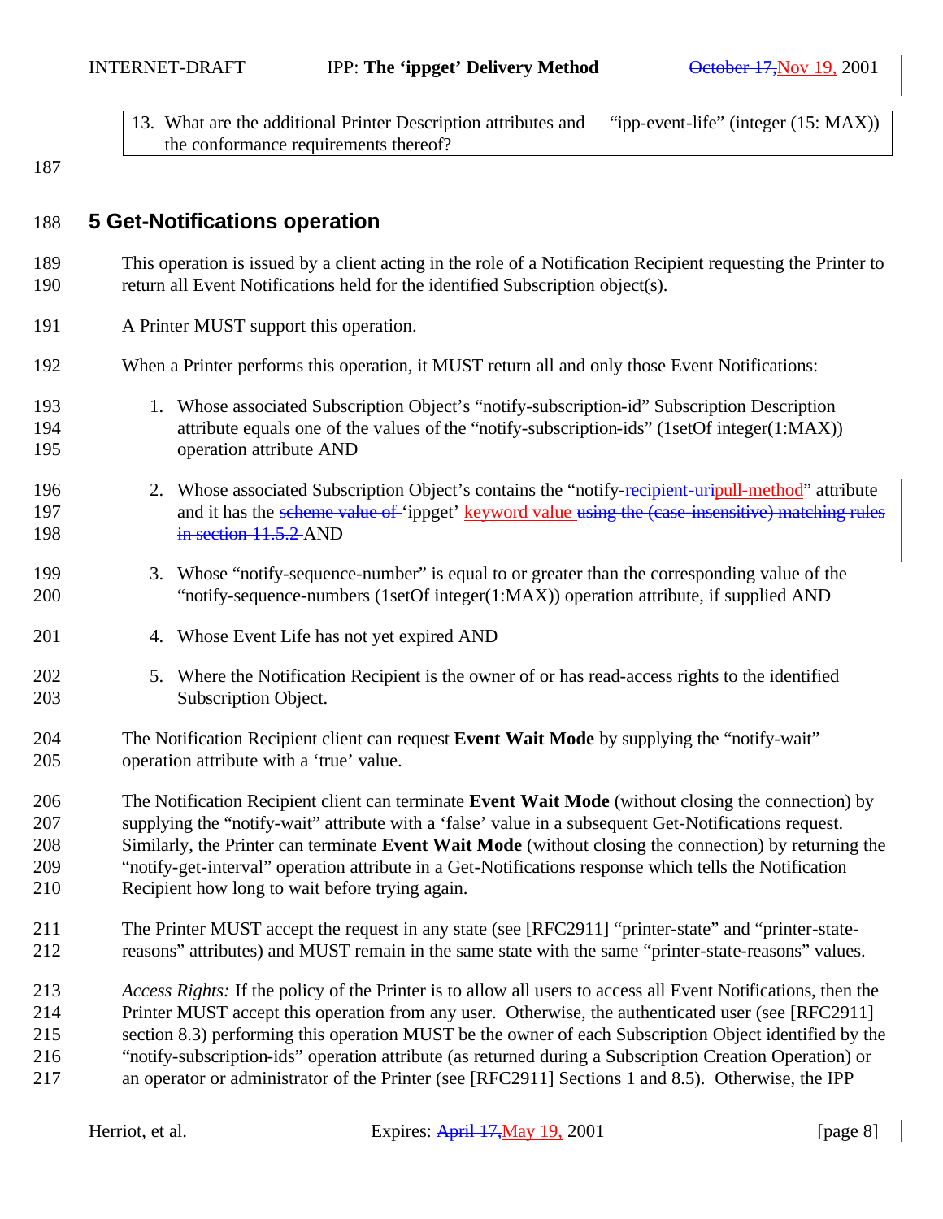| 13. What are the additional Printer Description attributes and the conformance requirements thereof? | "ipp-event-life" (integer (15: MAX)) |
|---|---|

## 5 Get-Notifications operation

This operation is issued by a client acting in the role of a Notification Recipient requesting the Printer to return all Event Notifications held for the identified Subscription object(s).

A Printer MUST support this operation.

When a Printer performs this operation, it MUST return all and only those Event Notifications:

1. Whose associated Subscription Object's "notify-subscription-id" Subscription Description attribute equals one of the values of the "notify-subscription-ids" (1setOf integer(1:MAX)) operation attribute AND

2. Whose associated Subscription Object's contains the "notify-~~recipient-uri~~pull-method" attribute and it has the ~~scheme value of~~ 'ippget' keyword value ~~using the (case-insensitive) matching rules in section 11.5.2~~ AND

3. Whose "notify-sequence-number" is equal to or greater than the corresponding value of the "notify-sequence-numbers (1setOf integer(1:MAX)) operation attribute, if supplied AND

4. Whose Event Life has not yet expired AND

5. Where the Notification Recipient is the owner of or has read-access rights to the identified Subscription Object.

The Notification Recipient client can request **Event Wait Mode** by supplying the "notify-wait" operation attribute with a 'true' value.

The Notification Recipient client can terminate **Event Wait Mode** (without closing the connection) by supplying the "notify-wait" attribute with a 'false' value in a subsequent Get-Notifications request. Similarly, the Printer can terminate **Event Wait Mode** (without closing the connection) by returning the "notify-get-interval" operation attribute in a Get-Notifications response which tells the Notification Recipient how long to wait before trying again.

The Printer MUST accept the request in any state (see [RFC2911] "printer-state" and "printer-state-reasons" attributes) and MUST remain in the same state with the same "printer-state-reasons" values.

*Access Rights:* If the policy of the Printer is to allow all users to access all Event Notifications, then the Printer MUST accept this operation from any user. Otherwise, the authenticated user (see [RFC2911] section 8.3) performing this operation MUST be the owner of each Subscription Object identified by the "notify-subscription-ids" operation attribute (as returned during a Subscription Creation Operation) or an operator or administrator of the Printer (see [RFC2911] Sections 1 and 8.5). Otherwise, the IPP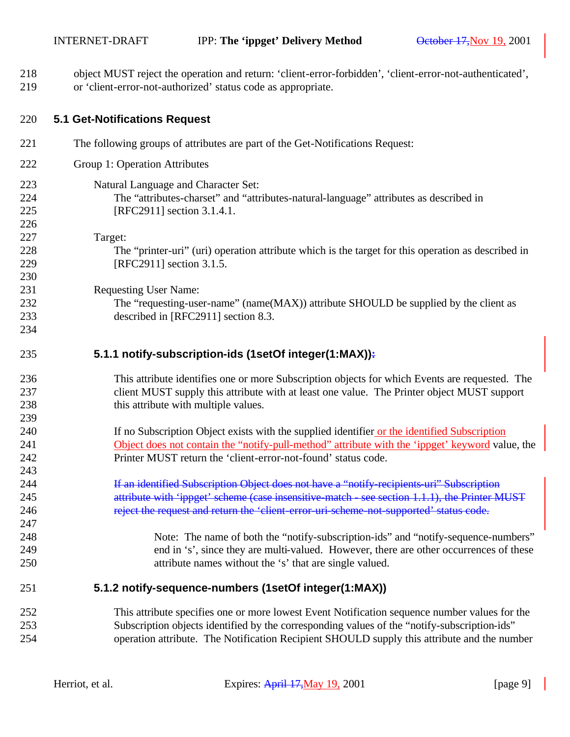object MUST reject the operation and return: ‘client-error-forbidden’, ‘client-error-not-authenticated’, or ‘client-error-not-authorized’ status code as appropriate.

## 5.1 Get-Notifications Request

The following groups of attributes are part of the Get-Notifications Request:

Group 1: Operation Attributes

Natural Language and Character Set:
The “attributes-charset” and “attributes-natural-language” attributes as described in [RFC2911] section 3.1.4.1.

Target:
The “printer-uri” (uri) operation attribute which is the target for this operation as described in [RFC2911] section 3.1.5.

Requesting User Name:
The “requesting-user-name” (name(MAX)) attribute SHOULD be supplied by the client as described in [RFC2911] section 8.3.

### 5.1.1 notify-subscription-ids (1setOf integer(1:MAX)):

This attribute identifies one or more Subscription objects for which Events are requested. The client MUST supply this attribute with at least one value. The Printer object MUST support this attribute with multiple values.

If no Subscription Object exists with the supplied identifier or the identified Subscription Object does not contain the “notify-pull-method” attribute with the ‘ippget’ keyword value, the Printer MUST return the ‘client-error-not-found’ status code.

~~If an identified Subscription Object does not have a “notify-recipients-uri” Subscription attribute with ‘ippget’ scheme (case insensitive-match - see section 1.1.1), the Printer MUST reject the request and return the ‘client-error-uri-scheme-not-supported’ status code.~~

Note: The name of both the “notify-subscription-ids” and “notify-sequence-numbers” end in ‘s’, since they are multi-valued. However, there are other occurrences of these attribute names without the ‘s’ that are single valued.

### 5.1.2 notify-sequence-numbers (1setOf integer(1:MAX))

This attribute specifies one or more lowest Event Notification sequence number values for the Subscription objects identified by the corresponding values of the “notify-subscription-ids” operation attribute. The Notification Recipient SHOULD supply this attribute and the number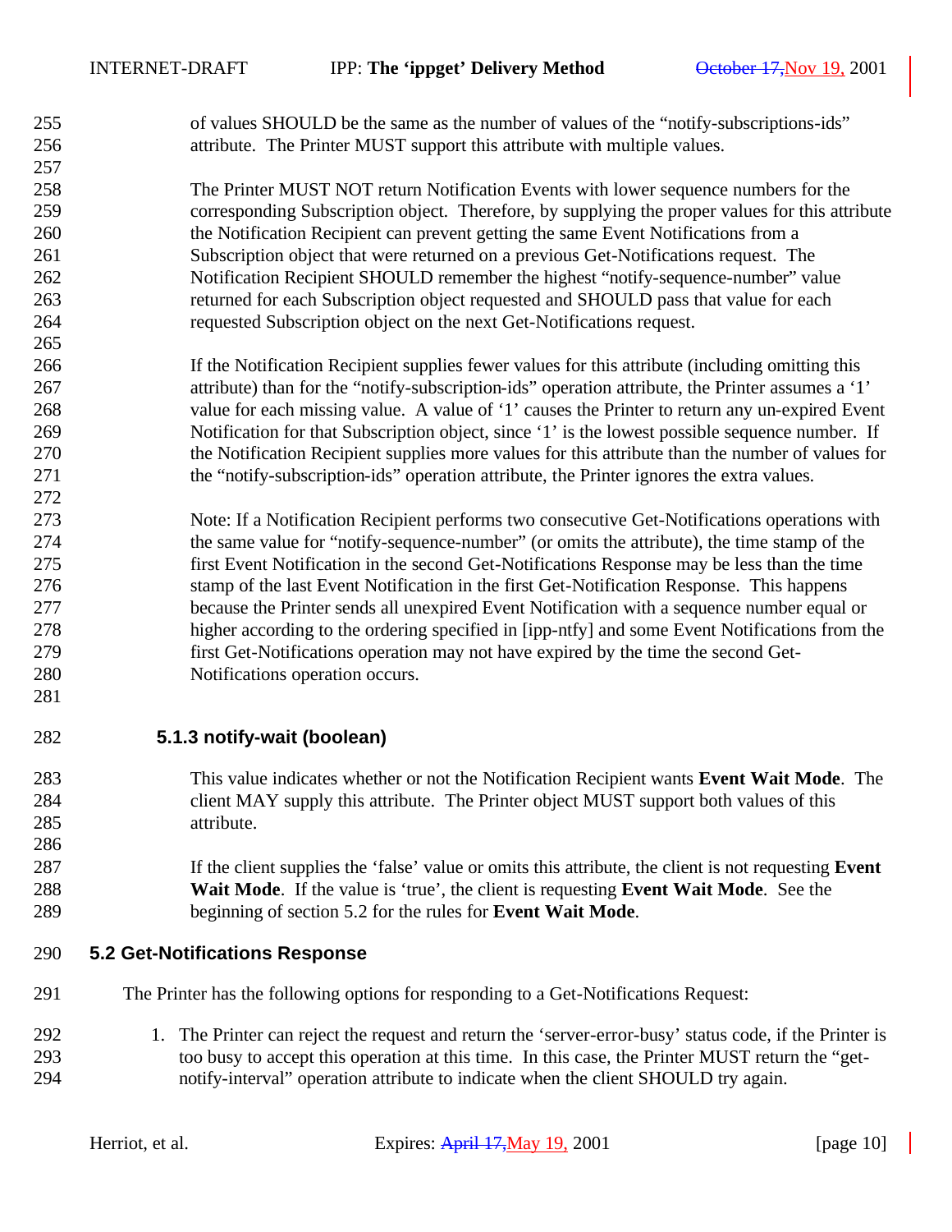of values SHOULD be the same as the number of values of the "notify-subscriptions-ids" attribute. The Printer MUST support this attribute with multiple values.

The Printer MUST NOT return Notification Events with lower sequence numbers for the corresponding Subscription object. Therefore, by supplying the proper values for this attribute the Notification Recipient can prevent getting the same Event Notifications from a Subscription object that were returned on a previous Get-Notifications request. The Notification Recipient SHOULD remember the highest "notify-sequence-number" value returned for each Subscription object requested and SHOULD pass that value for each requested Subscription object on the next Get-Notifications request.

If the Notification Recipient supplies fewer values for this attribute (including omitting this attribute) than for the "notify-subscription-ids" operation attribute, the Printer assumes a '1' value for each missing value. A value of '1' causes the Printer to return any un-expired Event Notification for that Subscription object, since '1' is the lowest possible sequence number. If the Notification Recipient supplies more values for this attribute than the number of values for the "notify-subscription-ids" operation attribute, the Printer ignores the extra values.

Note: If a Notification Recipient performs two consecutive Get-Notifications operations with the same value for "notify-sequence-number" (or omits the attribute), the time stamp of the first Event Notification in the second Get-Notifications Response may be less than the time stamp of the last Event Notification in the first Get-Notification Response. This happens because the Printer sends all unexpired Event Notification with a sequence number equal or higher according to the ordering specified in [ipp-ntfy] and some Event Notifications from the first Get-Notifications operation may not have expired by the time the second Get-Notifications operation occurs.

### 5.1.3 notify-wait (boolean)

This value indicates whether or not the Notification Recipient wants **Event Wait Mode**. The client MAY supply this attribute. The Printer object MUST support both values of this attribute.

If the client supplies the 'false' value or omits this attribute, the client is not requesting **Event Wait Mode**. If the value is 'true', the client is requesting **Event Wait Mode**. See the beginning of section 5.2 for the rules for **Event Wait Mode**.

## 5.2 Get-Notifications Response

The Printer has the following options for responding to a Get-Notifications Request:

1. The Printer can reject the request and return the 'server-error-busy' status code, if the Printer is too busy to accept this operation at this time. In this case, the Printer MUST return the "get-notify-interval" operation attribute to indicate when the client SHOULD try again.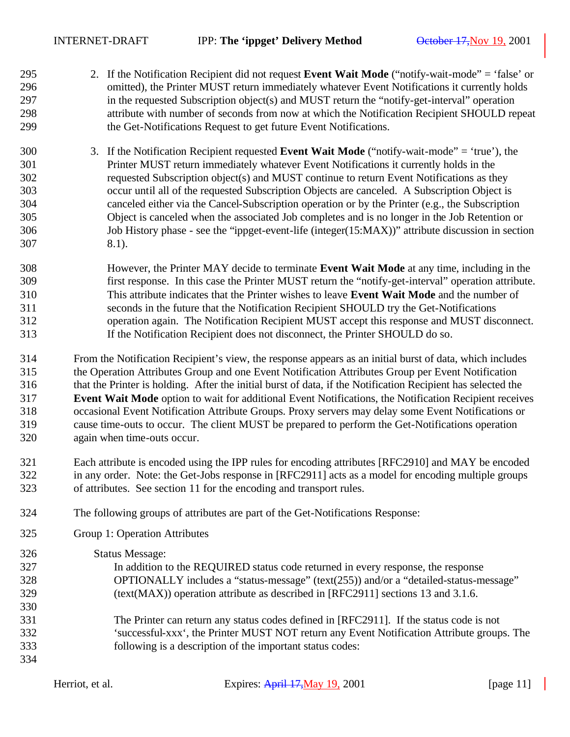2. If the Notification Recipient did not request **Event Wait Mode** ("notify-wait-mode" = 'false' or omitted), the Printer MUST return immediately whatever Event Notifications it currently holds in the requested Subscription object(s) and MUST return the "notify-get-interval" operation attribute with number of seconds from now at which the Notification Recipient SHOULD repeat the Get-Notifications Request to get future Event Notifications.

3. If the Notification Recipient requested **Event Wait Mode** ("notify-wait-mode" = 'true'), the Printer MUST return immediately whatever Event Notifications it currently holds in the requested Subscription object(s) and MUST continue to return Event Notifications as they occur until all of the requested Subscription Objects are canceled. A Subscription Object is canceled either via the Cancel-Subscription operation or by the Printer (e.g., the Subscription Object is canceled when the associated Job completes and is no longer in the Job Retention or Job History phase - see the "ippget-event-life (integer(15:MAX))" attribute discussion in section 8.1).

   However, the Printer MAY decide to terminate **Event Wait Mode** at any time, including in the first response. In this case the Printer MUST return the "notify-get-interval" operation attribute. This attribute indicates that the Printer wishes to leave **Event Wait Mode** and the number of seconds in the future that the Notification Recipient SHOULD try the Get-Notifications operation again. The Notification Recipient MUST accept this response and MUST disconnect. If the Notification Recipient does not disconnect, the Printer SHOULD do so.

From the Notification Recipient's view, the response appears as an initial burst of data, which includes the Operation Attributes Group and one Event Notification Attributes Group per Event Notification that the Printer is holding. After the initial burst of data, if the Notification Recipient has selected the **Event Wait Mode** option to wait for additional Event Notifications, the Notification Recipient receives occasional Event Notification Attribute Groups. Proxy servers may delay some Event Notifications or cause time-outs to occur. The client MUST be prepared to perform the Get-Notifications operation again when time-outs occur.

Each attribute is encoded using the IPP rules for encoding attributes [RFC2910] and MAY be encoded in any order. Note: the Get-Jobs response in [RFC2911] acts as a model for encoding multiple groups of attributes. See section 11 for the encoding and transport rules.

The following groups of attributes are part of the Get-Notifications Response:

Group 1: Operation Attributes

Status Message:

In addition to the REQUIRED status code returned in every response, the response OPTIONALLY includes a "status-message" (text(255)) and/or a "detailed-status-message" (text(MAX)) operation attribute as described in [RFC2911] sections 13 and 3.1.6.

The Printer can return any status codes defined in [RFC2911]. If the status code is not 'successful-xxx', the Printer MUST NOT return any Event Notification Attribute groups. The following is a description of the important status codes: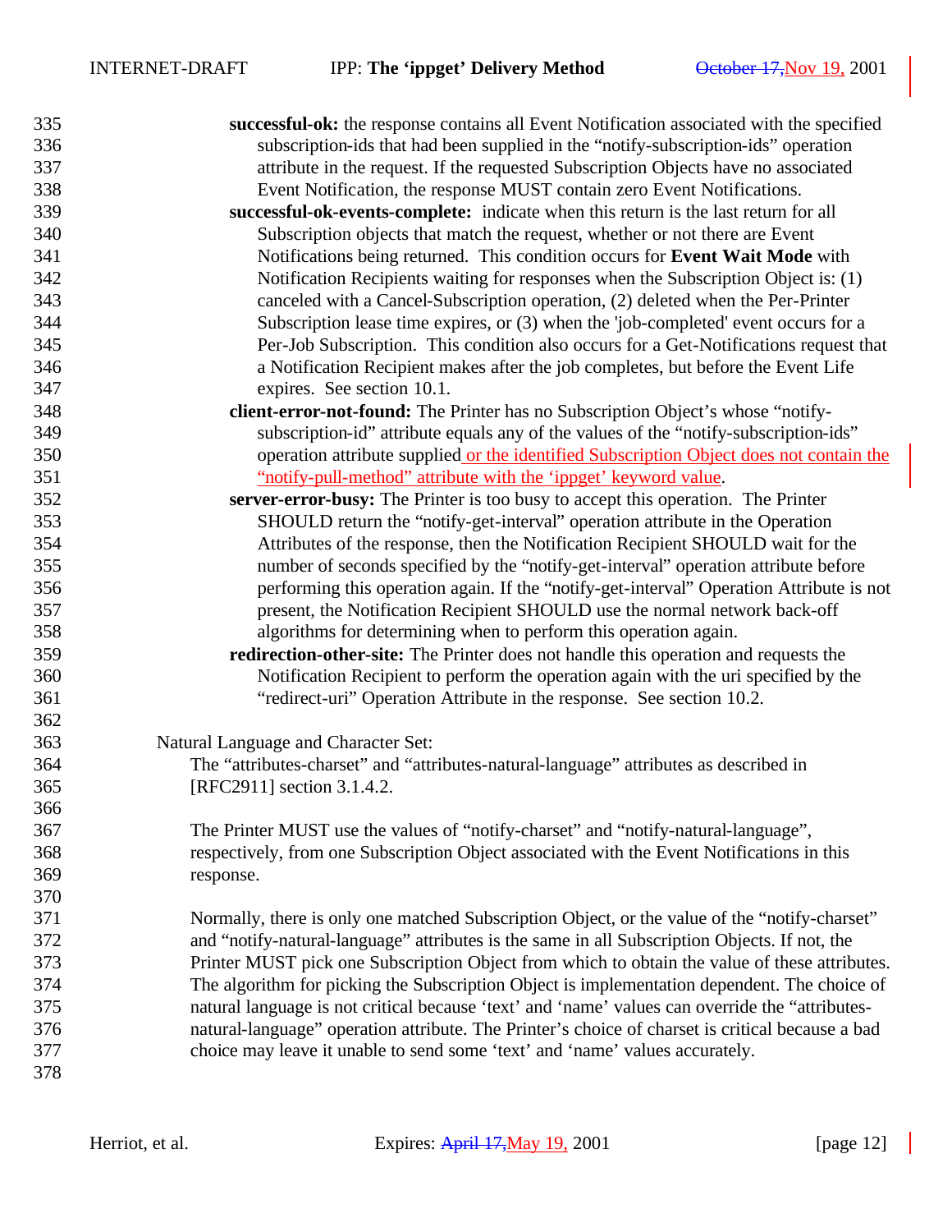**successful-ok:** the response contains all Event Notification associated with the specified subscription-ids that had been supplied in the "notify-subscription-ids" operation attribute in the request. If the requested Subscription Objects have no associated Event Notification, the response MUST contain zero Event Notifications.

**successful-ok-events-complete:** indicate when this return is the last return for all Subscription objects that match the request, whether or not there are Event Notifications being returned. This condition occurs for **Event Wait Mode** with Notification Recipients waiting for responses when the Subscription Object is: (1) canceled with a Cancel-Subscription operation, (2) deleted when the Per-Printer Subscription lease time expires, or (3) when the 'job-completed' event occurs for a Per-Job Subscription. This condition also occurs for a Get-Notifications request that a Notification Recipient makes after the job completes, but before the Event Life expires. See section 10.1.

**client-error-not-found:** The Printer has no Subscription Object's whose "notify-subscription-id" attribute equals any of the values of the "notify-subscription-ids" operation attribute supplied or the identified Subscription Object does not contain the "notify-pull-method" attribute with the 'ippget' keyword value.

**server-error-busy:** The Printer is too busy to accept this operation. The Printer SHOULD return the "notify-get-interval" operation attribute in the Operation Attributes of the response, then the Notification Recipient SHOULD wait for the number of seconds specified by the "notify-get-interval" operation attribute before performing this operation again. If the "notify-get-interval" Operation Attribute is not present, the Notification Recipient SHOULD use the normal network back-off algorithms for determining when to perform this operation again.

**redirection-other-site:** The Printer does not handle this operation and requests the Notification Recipient to perform the operation again with the uri specified by the "redirect-uri" Operation Attribute in the response. See section 10.2.

Natural Language and Character Set:

The "attributes-charset" and "attributes-natural-language" attributes as described in [RFC2911] section 3.1.4.2.

The Printer MUST use the values of "notify-charset" and "notify-natural-language", respectively, from one Subscription Object associated with the Event Notifications in this response.

Normally, there is only one matched Subscription Object, or the value of the "notify-charset" and "notify-natural-language" attributes is the same in all Subscription Objects. If not, the Printer MUST pick one Subscription Object from which to obtain the value of these attributes. The algorithm for picking the Subscription Object is implementation dependent. The choice of natural language is not critical because 'text' and 'name' values can override the "attributes-natural-language" operation attribute. The Printer's choice of charset is critical because a bad choice may leave it unable to send some 'text' and 'name' values accurately.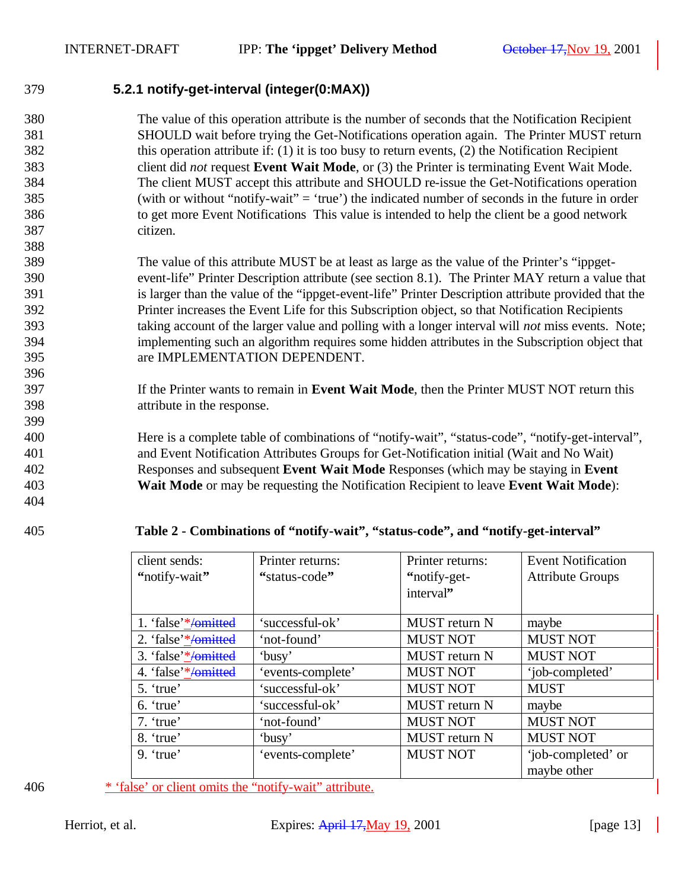### 5.2.1 notify-get-interval (integer(0:MAX))

The value of this operation attribute is the number of seconds that the Notification Recipient SHOULD wait before trying the Get-Notifications operation again. The Printer MUST return this operation attribute if: (1) it is too busy to return events, (2) the Notification Recipient client did *not* request **Event Wait Mode**, or (3) the Printer is terminating Event Wait Mode. The client MUST accept this attribute and SHOULD re-issue the Get-Notifications operation (with or without "notify-wait" = 'true') the indicated number of seconds in the future in order to get more Event Notifications This value is intended to help the client be a good network citizen.

The value of this attribute MUST be at least as large as the value of the Printer's "ippget-event-life" Printer Description attribute (see section 8.1). The Printer MAY return a value that is larger than the value of the "ippget-event-life" Printer Description attribute provided that the Printer increases the Event Life for this Subscription object, so that Notification Recipients taking account of the larger value and polling with a longer interval will *not* miss events. Note; implementing such an algorithm requires some hidden attributes in the Subscription object that are IMPLEMENTATION DEPENDENT.

If the Printer wants to remain in **Event Wait Mode**, then the Printer MUST NOT return this attribute in the response.

Here is a complete table of combinations of "notify-wait", "status-code", "notify-get-interval", and Event Notification Attributes Groups for Get-Notification initial (Wait and No Wait) Responses and subsequent **Event Wait Mode** Responses (which may be staying in **Event Wait Mode** or may be requesting the Notification Recipient to leave **Event Wait Mode**):

**Table 2 - Combinations of "notify-wait", "status-code", and "notify-get-interval"**

| client sends: "notify-wait" | Printer returns: "status-code" | Printer returns: "notify-get-interval" | Event Notification Attribute Groups |
|---|---|---|---|
| 1. 'false'*~~/omitted~~ | 'successful-ok' | MUST return N | maybe |
| 2. 'false'*~~/omitted~~ | 'not-found' | MUST NOT | MUST NOT |
| 3. 'false'*~~/omitted~~ | 'busy' | MUST return N | MUST NOT |
| 4. 'false'*~~/omitted~~ | 'events-complete' | MUST NOT | 'job-completed' |
| 5. 'true' | 'successful-ok' | MUST NOT | MUST |
| 6. 'true' | 'successful-ok' | MUST return N | maybe |
| 7. 'true' | 'not-found' | MUST NOT | MUST NOT |
| 8. 'true' | 'busy' | MUST return N | MUST NOT |
| 9. 'true' | 'events-complete' | MUST NOT | 'job-completed' or maybe other |

* 'false' or client omits the "notify-wait" attribute.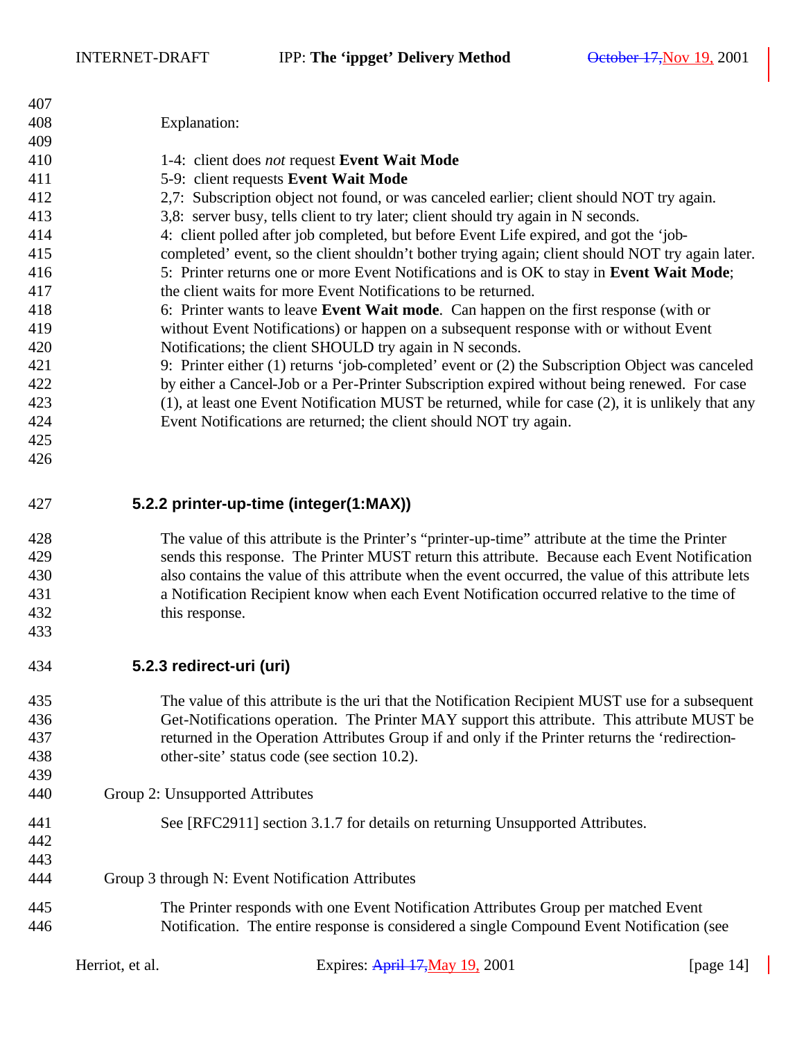Explanation:

1-4: client does *not* request **Event Wait Mode**
5-9: client requests **Event Wait Mode**
2,7: Subscription object not found, or was canceled earlier; client should NOT try again.
3,8: server busy, tells client to try later; client should try again in N seconds.
4: client polled after job completed, but before Event Life expired, and got the 'job-completed' event, so the client shouldn't bother trying again; client should NOT try again later.
5: Printer returns one or more Event Notifications and is OK to stay in **Event Wait Mode**; the client waits for more Event Notifications to be returned.
6: Printer wants to leave **Event Wait mode**. Can happen on the first response (with or without Event Notifications) or happen on a subsequent response with or without Event Notifications; the client SHOULD try again in N seconds.
9: Printer either (1) returns 'job-completed' event or (2) the Subscription Object was canceled by either a Cancel-Job or a Per-Printer Subscription expired without being renewed. For case (1), at least one Event Notification MUST be returned, while for case (2), it is unlikely that any Event Notifications are returned; the client should NOT try again.

### 5.2.2 printer-up-time (integer(1:MAX))

The value of this attribute is the Printer's "printer-up-time" attribute at the time the Printer sends this response. The Printer MUST return this attribute. Because each Event Notification also contains the value of this attribute when the event occurred, the value of this attribute lets a Notification Recipient know when each Event Notification occurred relative to the time of this response.

### 5.2.3 redirect-uri (uri)

The value of this attribute is the uri that the Notification Recipient MUST use for a subsequent Get-Notifications operation. The Printer MAY support this attribute. This attribute MUST be returned in the Operation Attributes Group if and only if the Printer returns the 'redirection-other-site' status code (see section 10.2).

Group 2: Unsupported Attributes

See [RFC2911] section 3.1.7 for details on returning Unsupported Attributes.

Group 3 through N: Event Notification Attributes

The Printer responds with one Event Notification Attributes Group per matched Event Notification. The entire response is considered a single Compound Event Notification (see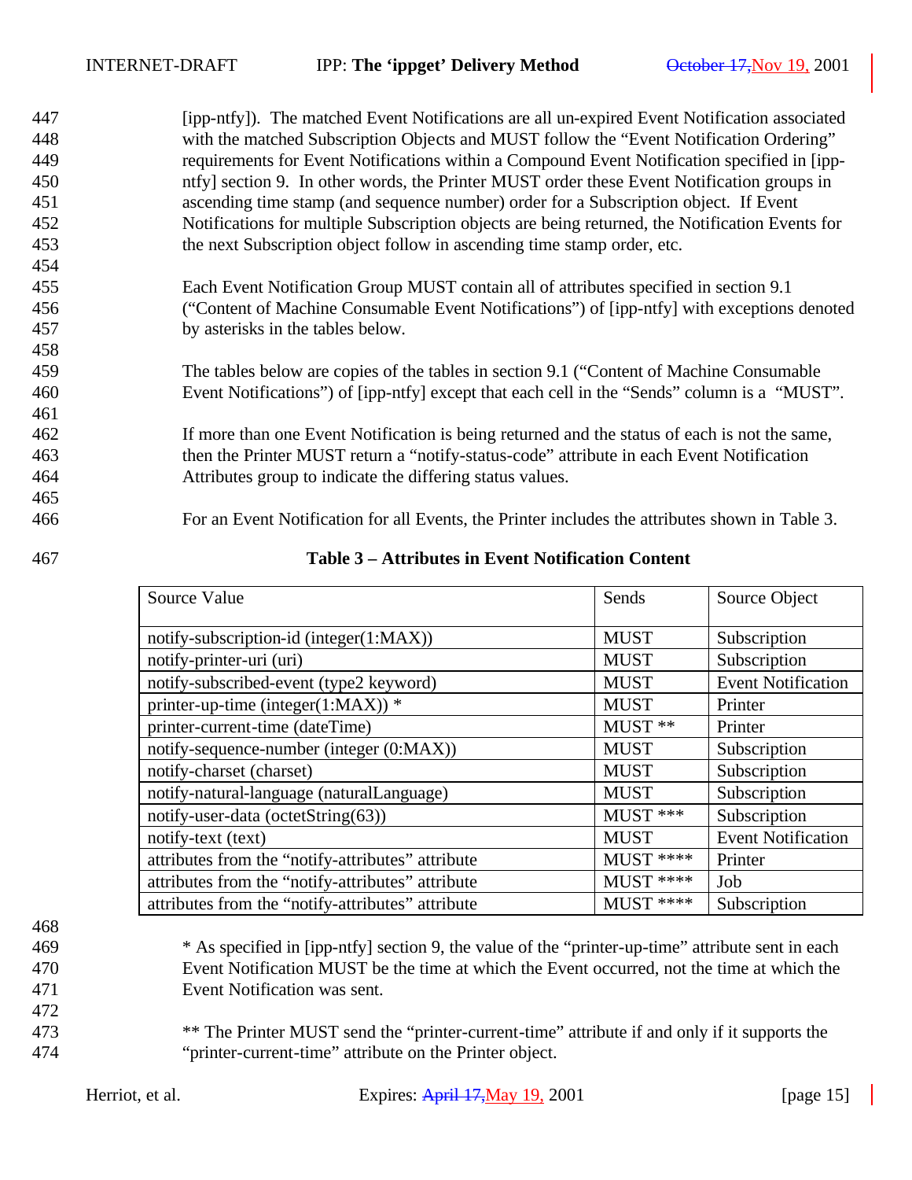[ipp-ntfy]). The matched Event Notifications are all un-expired Event Notification associated with the matched Subscription Objects and MUST follow the "Event Notification Ordering" requirements for Event Notifications within a Compound Event Notification specified in [ipp-ntfy] section 9. In other words, the Printer MUST order these Event Notification groups in ascending time stamp (and sequence number) order for a Subscription object. If Event Notifications for multiple Subscription objects are being returned, the Notification Events for the next Subscription object follow in ascending time stamp order, etc.

Each Event Notification Group MUST contain all of attributes specified in section 9.1 ("Content of Machine Consumable Event Notifications") of [ipp-ntfy] with exceptions denoted by asterisks in the tables below.

The tables below are copies of the tables in section 9.1 ("Content of Machine Consumable Event Notifications") of [ipp-ntfy] except that each cell in the "Sends" column is a "MUST".

If more than one Event Notification is being returned and the status of each is not the same, then the Printer MUST return a "notify-status-code" attribute in each Event Notification Attributes group to indicate the differing status values.

For an Event Notification for all Events, the Printer includes the attributes shown in Table 3.

**Table 3 – Attributes in Event Notification Content**

| Source Value | Sends | Source Object |
|---|---|---|
| notify-subscription-id (integer(1:MAX)) | MUST | Subscription |
| notify-printer-uri (uri) | MUST | Subscription |
| notify-subscribed-event (type2 keyword) | MUST | Event Notification |
| printer-up-time (integer(1:MAX)) * | MUST | Printer |
| printer-current-time (dateTime) | MUST ** | Printer |
| notify-sequence-number (integer (0:MAX)) | MUST | Subscription |
| notify-charset (charset) | MUST | Subscription |
| notify-natural-language (naturalLanguage) | MUST | Subscription |
| notify-user-data (octetString(63)) | MUST *** | Subscription |
| notify-text (text) | MUST | Event Notification |
| attributes from the "notify-attributes" attribute | MUST **** | Printer |
| attributes from the "notify-attributes" attribute | MUST **** | Job |
| attributes from the "notify-attributes" attribute | MUST **** | Subscription |

* As specified in [ipp-ntfy] section 9, the value of the "printer-up-time" attribute sent in each Event Notification MUST be the time at which the Event occurred, not the time at which the Event Notification was sent.

** The Printer MUST send the "printer-current-time" attribute if and only if it supports the "printer-current-time" attribute on the Printer object.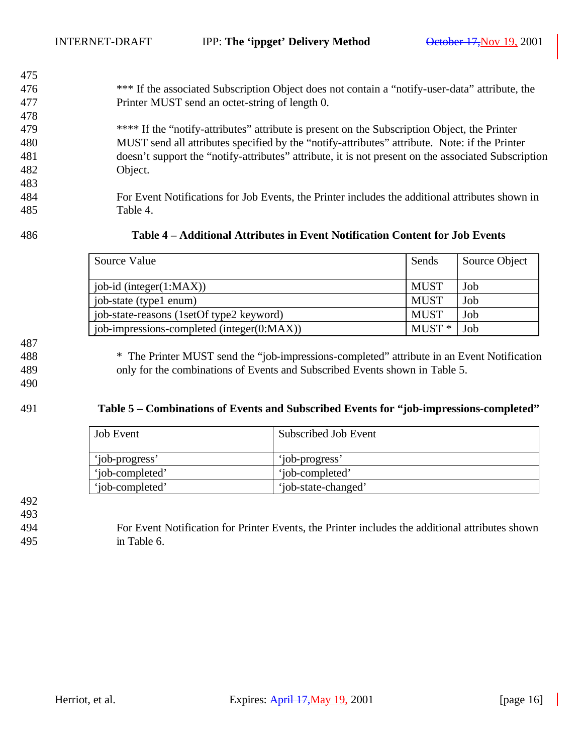*** If the associated Subscription Object does not contain a “notify-user-data” attribute, the Printer MUST send an octet-string of length 0.

**** If the “notify-attributes” attribute is present on the Subscription Object, the Printer MUST send all attributes specified by the “notify-attributes” attribute. Note: if the Printer doesn’t support the “notify-attributes” attribute, it is not present on the associated Subscription Object.

For Event Notifications for Job Events, the Printer includes the additional attributes shown in Table 4.

**Table 4 – Additional Attributes in Event Notification Content for Job Events**

| Source Value | Sends | Source Object |
|---|---|---|
| job-id (integer(1:MAX)) | MUST | Job |
| job-state (type1 enum) | MUST | Job |
| job-state-reasons (1setOf type2 keyword) | MUST | Job |
| job-impressions-completed (integer(0:MAX)) | MUST * | Job |

* The Printer MUST send the “job-impressions-completed” attribute in an Event Notification only for the combinations of Events and Subscribed Events shown in Table 5.

**Table 5 – Combinations of Events and Subscribed Events for “job-impressions-completed”**

| Job Event | Subscribed Job Event |
|---|---|
| ‘job-progress’ | ‘job-progress’ |
| ‘job-completed’ | ‘job-completed’ |
| ‘job-completed’ | ‘job-state-changed’ |

For Event Notification for Printer Events, the Printer includes the additional attributes shown in Table 6.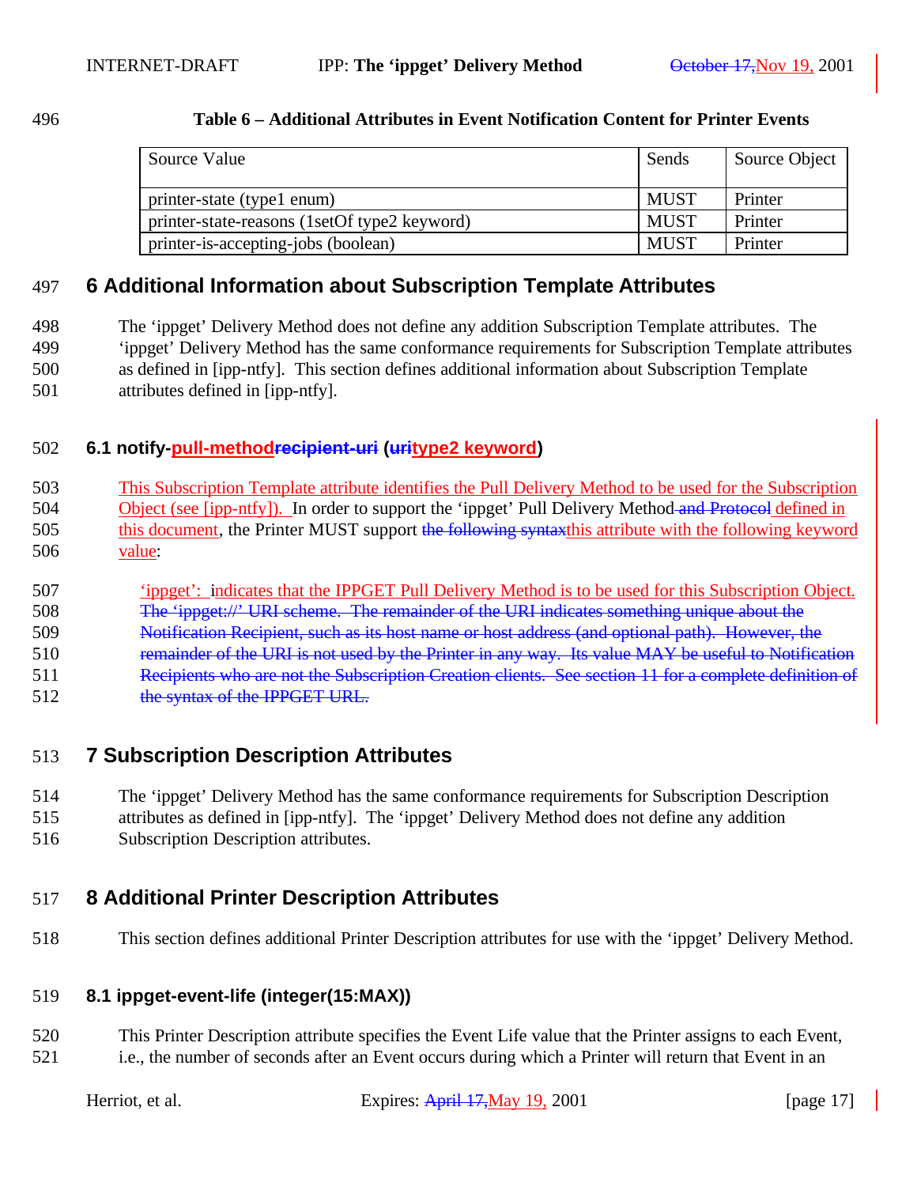**Table 6 – Additional Attributes in Event Notification Content for Printer Events**

| Source Value | Sends | Source Object |
|---|---|---|
| printer-state (type1 enum) | MUST | Printer |
| printer-state-reasons (1setOf type2 keyword) | MUST | Printer |
| printer-is-accepting-jobs (boolean) | MUST | Printer |

# 6 Additional Information about Subscription Template Attributes

The 'ippget' Delivery Method does not define any addition Subscription Template attributes. The 'ippget' Delivery Method has the same conformance requirements for Subscription Template attributes as defined in [ipp-ntfy]. This section defines additional information about Subscription Template attributes defined in [ipp-ntfy].

## 6.1 notify-pull-method~~recipient-uri~~ (~~uri~~type2 keyword)

This Subscription Template attribute identifies the Pull Delivery Method to be used for the Subscription Object (see [ipp-ntfy]). In order to support the 'ippget' Pull Delivery Method ~~and Protocol~~ defined in this document, the Printer MUST support ~~the following syntax~~this attribute with the following keyword value:

'ippget': indicates that the IPPGET Pull Delivery Method is to be used for this Subscription Object. ~~The 'ippget://' URI scheme. The remainder of the URI indicates something unique about the Notification Recipient, such as its host name or host address (and optional path). However, the remainder of the URI is not used by the Printer in any way. Its value MAY be useful to Notification Recipients who are not the Subscription Creation clients. See section 11 for a complete definition of the syntax of the IPPGET URL.~~

# 7 Subscription Description Attributes

The 'ippget' Delivery Method has the same conformance requirements for Subscription Description attributes as defined in [ipp-ntfy]. The 'ippget' Delivery Method does not define any addition Subscription Description attributes.

# 8 Additional Printer Description Attributes

This section defines additional Printer Description attributes for use with the 'ippget' Delivery Method.

## 8.1 ippget-event-life (integer(15:MAX))

This Printer Description attribute specifies the Event Life value that the Printer assigns to each Event, i.e., the number of seconds after an Event occurs during which a Printer will return that Event in an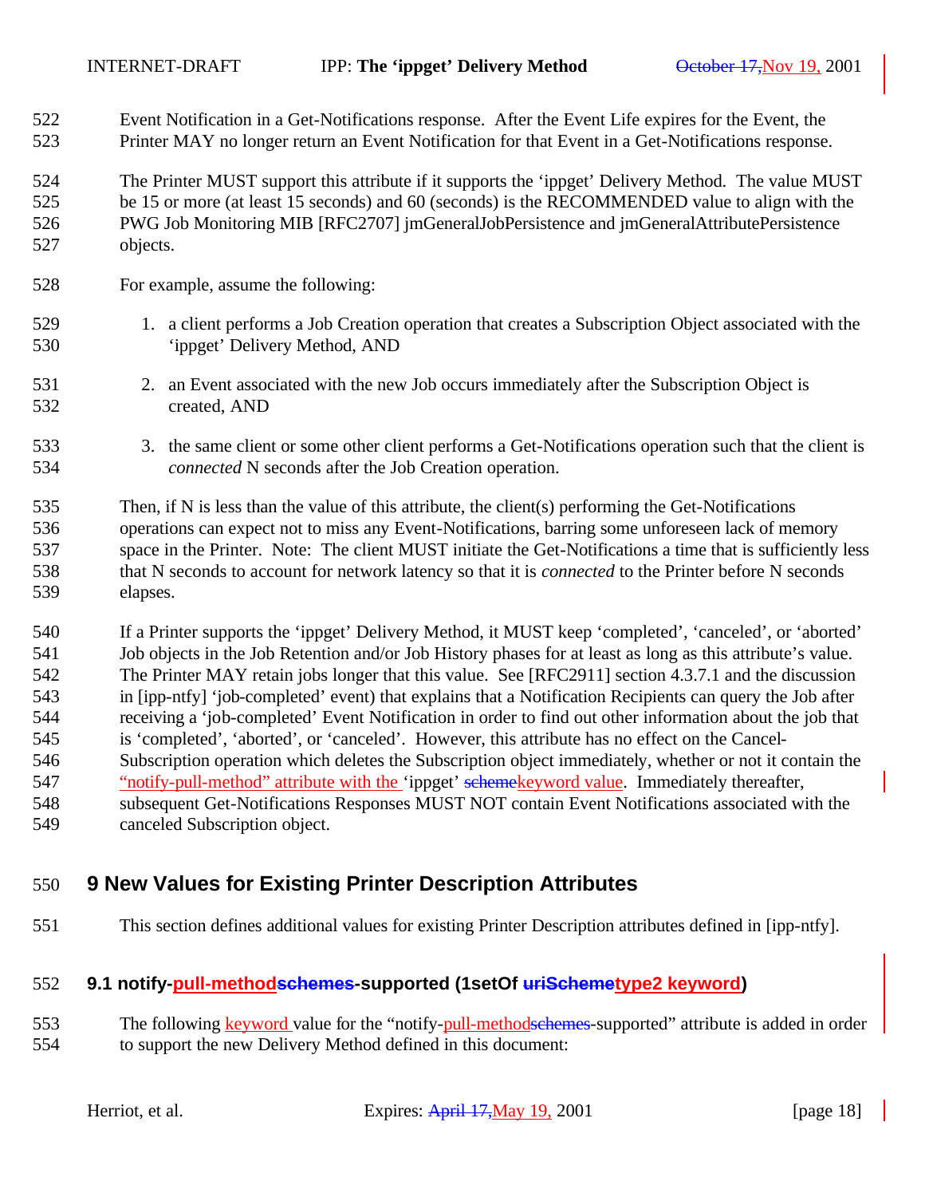Event Notification in a Get-Notifications response. After the Event Life expires for the Event, the Printer MAY no longer return an Event Notification for that Event in a Get-Notifications response.

The Printer MUST support this attribute if it supports the 'ippget' Delivery Method. The value MUST be 15 or more (at least 15 seconds) and 60 (seconds) is the RECOMMENDED value to align with the PWG Job Monitoring MIB [RFC2707] jmGeneralJobPersistence and jmGeneralAttributePersistence objects.

For example, assume the following:

1. a client performs a Job Creation operation that creates a Subscription Object associated with the 'ippget' Delivery Method, AND

2. an Event associated with the new Job occurs immediately after the Subscription Object is created, AND

3. the same client or some other client performs a Get-Notifications operation such that the client is *connected* N seconds after the Job Creation operation.

Then, if N is less than the value of this attribute, the client(s) performing the Get-Notifications operations can expect not to miss any Event-Notifications, barring some unforeseen lack of memory space in the Printer. Note: The client MUST initiate the Get-Notifications a time that is sufficiently less that N seconds to account for network latency so that it is *connected* to the Printer before N seconds elapses.

If a Printer supports the 'ippget' Delivery Method, it MUST keep 'completed', 'canceled', or 'aborted' Job objects in the Job Retention and/or Job History phases for at least as long as this attribute's value. The Printer MAY retain jobs longer that this value. See [RFC2911] section 4.3.7.1 and the discussion in [ipp-ntfy] 'job-completed' event) that explains that a Notification Recipients can query the Job after receiving a 'job-completed' Event Notification in order to find out other information about the job that is 'completed', 'aborted', or 'canceled'. However, this attribute has no effect on the Cancel-Subscription operation which deletes the Subscription object immediately, whether or not it contain the "notify-pull-method" attribute with the 'ippget' ~~scheme~~keyword value. Immediately thereafter, subsequent Get-Notifications Responses MUST NOT contain Event Notifications associated with the canceled Subscription object.

## 9 New Values for Existing Printer Description Attributes

This section defines additional values for existing Printer Description attributes defined in [ipp-ntfy].

### 9.1 notify-pull-method~~schemes~~-supported (1setOf ~~uriScheme~~type2 keyword)

The following keyword value for the "notify-pull-method~~schemes~~-supported" attribute is added in order to support the new Delivery Method defined in this document: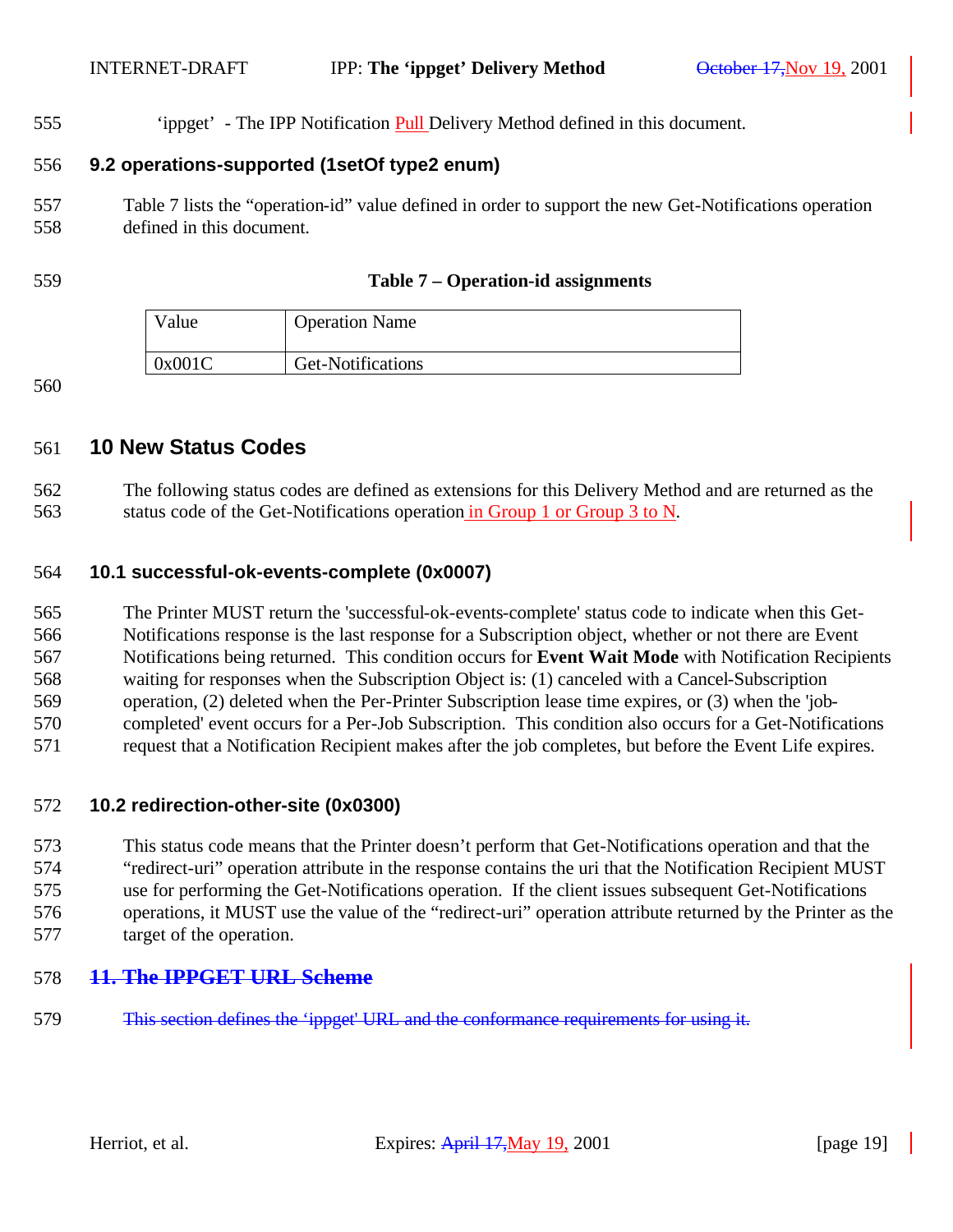'ippget' - The IPP Notification Pull Delivery Method defined in this document.

### 9.2 operations-supported (1setOf type2 enum)

Table 7 lists the "operation-id" value defined in order to support the new Get-Notifications operation defined in this document.

**Table 7 – Operation-id assignments**

| Value | Operation Name |
|---|---|
| 0x001C | Get-Notifications |

## 10 New Status Codes

The following status codes are defined as extensions for this Delivery Method and are returned as the status code of the Get-Notifications operation in Group 1 or Group 3 to N.

### 10.1 successful-ok-events-complete (0x0007)

The Printer MUST return the 'successful-ok-events-complete' status code to indicate when this Get-Notifications response is the last response for a Subscription object, whether or not there are Event Notifications being returned. This condition occurs for **Event Wait Mode** with Notification Recipients waiting for responses when the Subscription Object is: (1) canceled with a Cancel-Subscription operation, (2) deleted when the Per-Printer Subscription lease time expires, or (3) when the 'job-completed' event occurs for a Per-Job Subscription. This condition also occurs for a Get-Notifications request that a Notification Recipient makes after the job completes, but before the Event Life expires.

### 10.2 redirection-other-site (0x0300)

This status code means that the Printer doesn't perform that Get-Notifications operation and that the "redirect-uri" operation attribute in the response contains the uri that the Notification Recipient MUST use for performing the Get-Notifications operation. If the client issues subsequent Get-Notifications operations, it MUST use the value of the "redirect-uri" operation attribute returned by the Printer as the target of the operation.

## ~~11. The IPPGET URL Scheme~~

~~This section defines the 'ippget' URL and the conformance requirements for using it.~~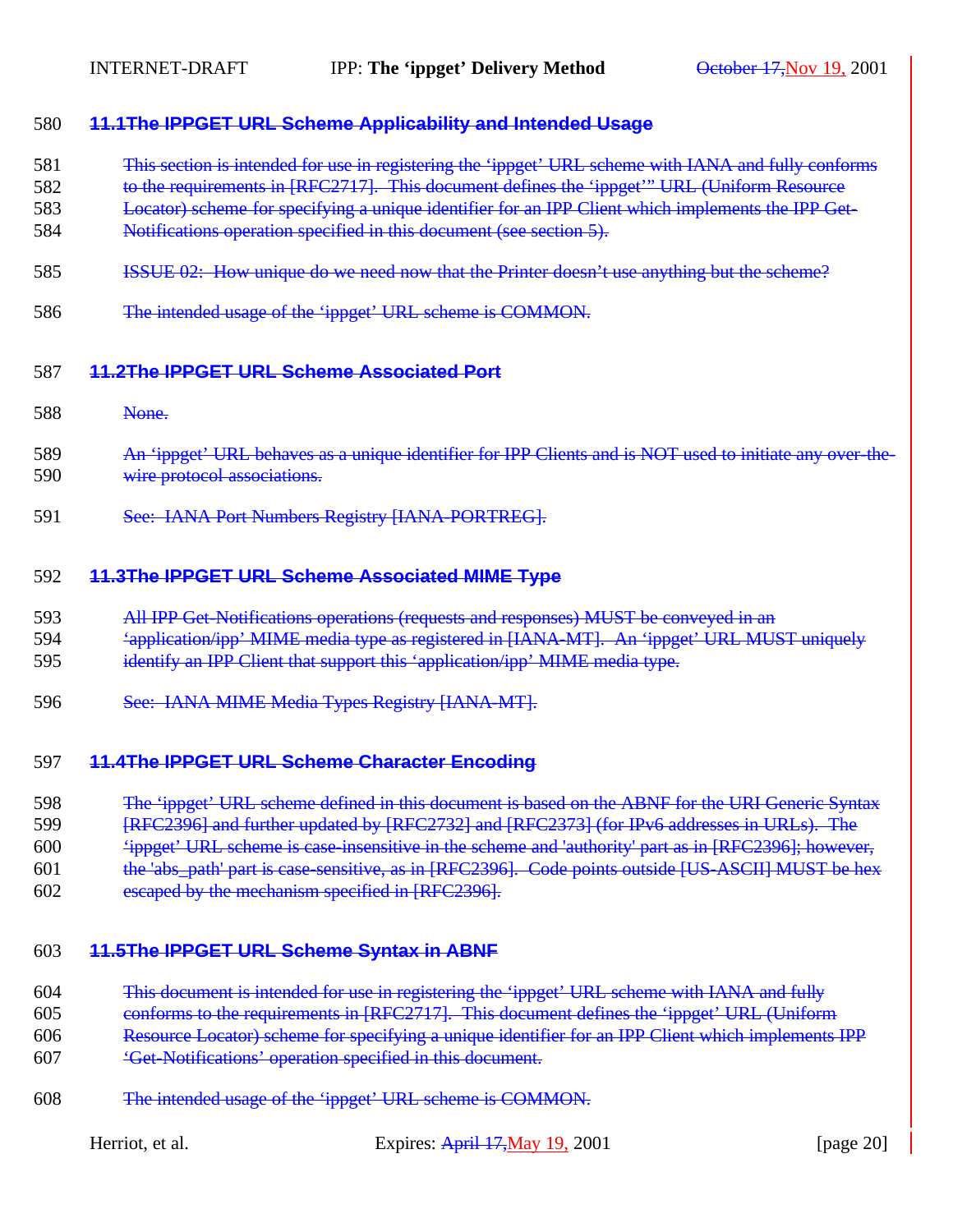580 **11.1 The IPPGET URL Scheme Applicability and Intended Usage**

581 This section is intended for use in registering the 'ippget' URL scheme with IANA and fully conforms
582 to the requirements in [RFC2717]. This document defines the 'ippget'" URL (Uniform Resource
583 Locator) scheme for specifying a unique identifier for an IPP Client which implements the IPP Get-
584 Notifications operation specified in this document (see section 5).

585 ISSUE 02: How unique do we need now that the Printer doesn't use anything but the scheme?

586 The intended usage of the 'ippget' URL scheme is COMMON.

587 **11.2 The IPPGET URL Scheme Associated Port**

588 None.

589 An 'ippget' URL behaves as a unique identifier for IPP Clients and is NOT used to initiate any over-the-
590 wire protocol associations.

591 See: IANA Port Numbers Registry [IANA-PORTREG].

592 **11.3 The IPPGET URL Scheme Associated MIME Type**

593 All IPP Get-Notifications operations (requests and responses) MUST be conveyed in an
594 'application/ipp' MIME media type as registered in [IANA-MT]. An 'ippget' URL MUST uniquely
595 identify an IPP Client that support this 'application/ipp' MIME media type.

596 See: IANA MIME Media Types Registry [IANA-MT].

597 **11.4 The IPPGET URL Scheme Character Encoding**

598 The 'ippget' URL scheme defined in this document is based on the ABNF for the URI Generic Syntax
599 [RFC2396] and further updated by [RFC2732] and [RFC2373] (for IPv6 addresses in URLs). The
600 'ippget' URL scheme is case-insensitive in the scheme and 'authority' part as in [RFC2396]; however,
601 the 'abs_path' part is case-sensitive, as in [RFC2396]. Code points outside [US-ASCII] MUST be hex
602 escaped by the mechanism specified in [RFC2396].

603 **11.5 The IPPGET URL Scheme Syntax in ABNF**

604 This document is intended for use in registering the 'ippget' URL scheme with IANA and fully
605 conforms to the requirements in [RFC2717]. This document defines the 'ippget' URL (Uniform
606 Resource Locator) scheme for specifying a unique identifier for an IPP Client which implements IPP
607 'Get-Notifications' operation specified in this document.

608 The intended usage of the 'ippget' URL scheme is COMMON.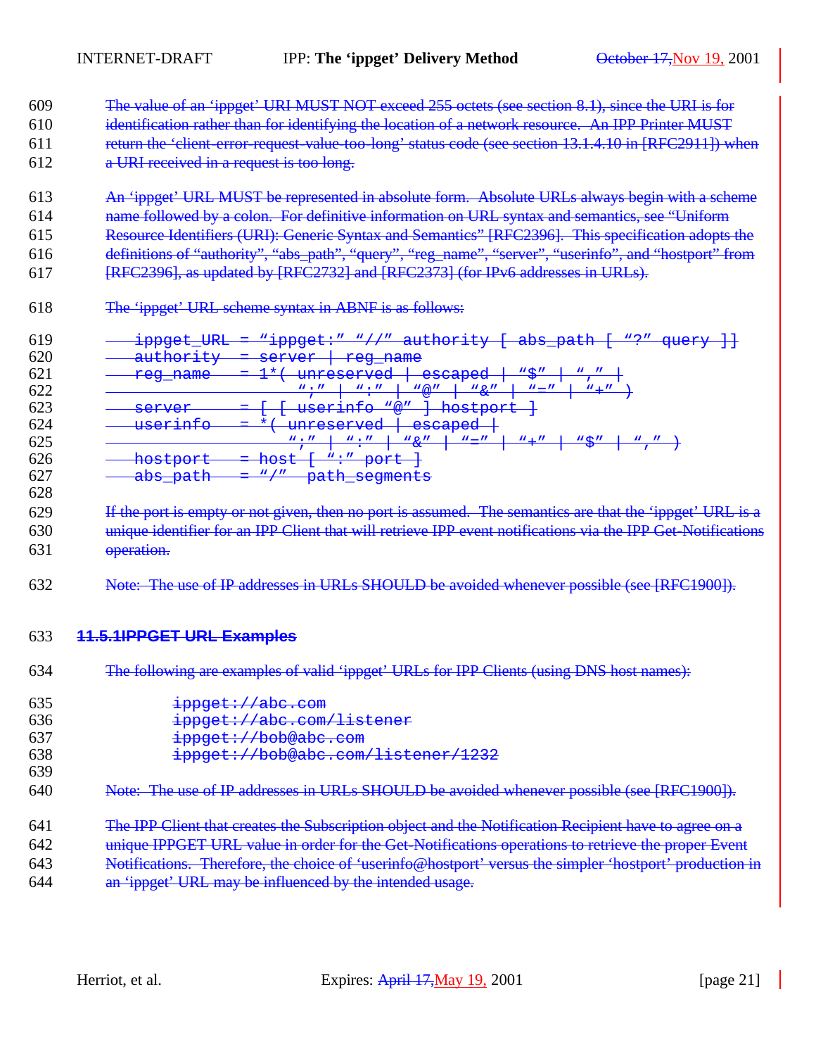The value of an ‘ippget’ URI MUST NOT exceed 255 octets (see section 8.1), since the URI is for identification rather than for identifying the location of a network resource. An IPP Printer MUST return the ‘client-error-request-value-too-long’ status code (see section 13.1.4.10 in [RFC2911]) when a URI received in a request is too long.

An ‘ippget’ URL MUST be represented in absolute form. Absolute URLs always begin with a scheme name followed by a colon. For definitive information on URL syntax and semantics, see “Uniform Resource Identifiers (URI): Generic Syntax and Semantics” [RFC2396]. This specification adopts the definitions of “authority”, “abs_path”, “query”, “reg_name”, “server”, “userinfo”, and “hostport” from [RFC2396], as updated by [RFC2732] and [RFC2373] (for IPv6 addresses in URLs).

The ‘ippget’ URL scheme syntax in ABNF is as follows:

```
ippget_URL = “ippget:” “//” authority [ abs_path [ “?” query ]]
authority  = server | reg_name
reg_name   = 1*( unreserved | escaped | “$” | “,” |
                 “;” | “:” | “@” | “&” | “=” | “+” )
server     = [ [ userinfo “@” ] hostport ]
userinfo   = *( unreserved | escaped |
                “;” | “:” | “&” | “=” | “+” | “$” | “,” )
hostport   = host [ “:” port ]
abs_path   = “/”  path_segments
```

If the port is empty or not given, then no port is assumed. The semantics are that the ‘ippget’ URL is a unique identifier for an IPP Client that will retrieve IPP event notifications via the IPP Get-Notifications operation.

Note: The use of IP addresses in URLs SHOULD be avoided whenever possible (see [RFC1900]).

### 11.5.1 IPPGET URL Examples

The following are examples of valid ‘ippget’ URLs for IPP Clients (using DNS host names):

```
ippget://abc.com
ippget://abc.com/listener
ippget://bob@abc.com
ippget://bob@abc.com/listener/1232
```

Note: The use of IP addresses in URLs SHOULD be avoided whenever possible (see [RFC1900]).

The IPP Client that creates the Subscription object and the Notification Recipient have to agree on a unique IPPGET URL value in order for the Get-Notifications operations to retrieve the proper Event Notifications. Therefore, the choice of ‘userinfo@hostport’ versus the simpler ‘hostport’ production in an ‘ippget’ URL may be influenced by the intended usage.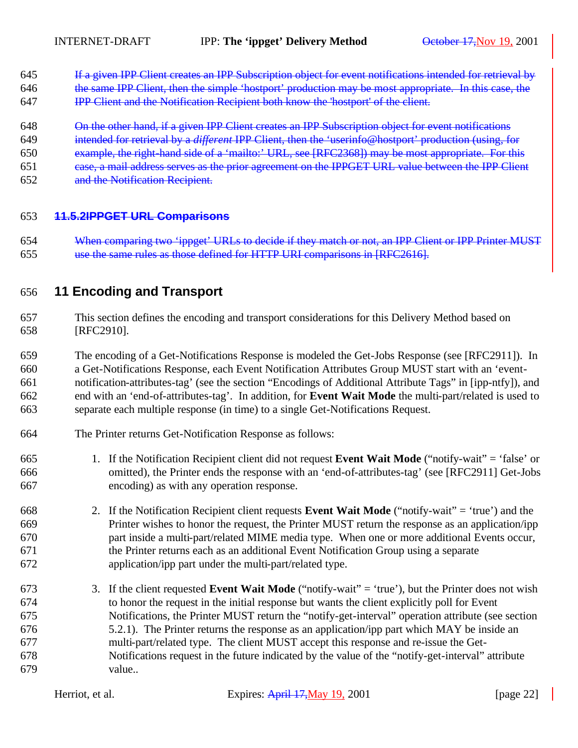~~If a given IPP Client creates an IPP Subscription object for event notifications intended for retrieval by the same IPP Client, then the simple 'hostport' production may be most appropriate. In this case, the IPP Client and the Notification Recipient both know the 'hostport' of the client.~~

~~On the other hand, if a given IPP Client creates an IPP Subscription object for event notifications intended for retrieval by a *different* IPP Client, then the 'userinfo@hostport' production (using, for example, the right-hand side of a 'mailto:' URL, see [RFC2368]) may be most appropriate. For this case, a mail address serves as the prior agreement on the IPPGET URL value between the IPP Client and the Notification Recipient.~~

### ~~11.5.2 IPPGET URL Comparisons~~

~~When comparing two 'ippget' URLs to decide if they match or not, an IPP Client or IPP Printer MUST use the same rules as those defined for HTTP URI comparisons in [RFC2616].~~

## 11 Encoding and Transport

This section defines the encoding and transport considerations for this Delivery Method based on [RFC2910].

The encoding of a Get-Notifications Response is modeled the Get-Jobs Response (see [RFC2911]). In a Get-Notifications Response, each Event Notification Attributes Group MUST start with an 'event-notification-attributes-tag' (see the section "Encodings of Additional Attribute Tags" in [ipp-ntfy]), and end with an 'end-of-attributes-tag'. In addition, for **Event Wait Mode** the multi-part/related is used to separate each multiple response (in time) to a single Get-Notifications Request.

The Printer returns Get-Notification Response as follows:

1. If the Notification Recipient client did not request **Event Wait Mode** ("notify-wait" = 'false' or omitted), the Printer ends the response with an 'end-of-attributes-tag' (see [RFC2911] Get-Jobs encoding) as with any operation response.

2. If the Notification Recipient client requests **Event Wait Mode** ("notify-wait" = 'true') and the Printer wishes to honor the request, the Printer MUST return the response as an application/ipp part inside a multi-part/related MIME media type. When one or more additional Events occur, the Printer returns each as an additional Event Notification Group using a separate application/ipp part under the multi-part/related type.

3. If the client requested **Event Wait Mode** ("notify-wait" = 'true'), but the Printer does not wish to honor the request in the initial response but wants the client explicitly poll for Event Notifications, the Printer MUST return the "notify-get-interval" operation attribute (see section 5.2.1). The Printer returns the response as an application/ipp part which MAY be inside an multi-part/related type. The client MUST accept this response and re-issue the Get-Notifications request in the future indicated by the value of the "notify-get-interval" attribute value..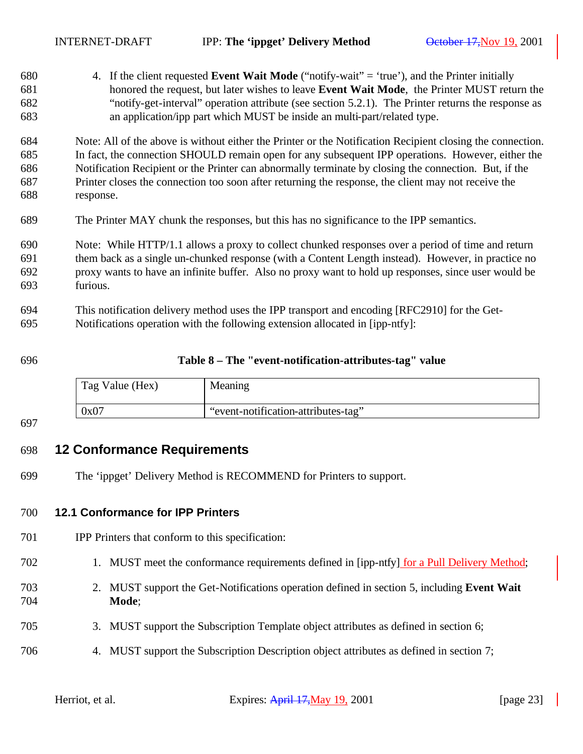4. If the client requested **Event Wait Mode** ("notify-wait" = 'true'), and the Printer initially honored the request, but later wishes to leave **Event Wait Mode**, the Printer MUST return the "notify-get-interval" operation attribute (see section 5.2.1). The Printer returns the response as an application/ipp part which MUST be inside an multi-part/related type.

Note: All of the above is without either the Printer or the Notification Recipient closing the connection. In fact, the connection SHOULD remain open for any subsequent IPP operations. However, either the Notification Recipient or the Printer can abnormally terminate by closing the connection. But, if the Printer closes the connection too soon after returning the response, the client may not receive the response.

The Printer MAY chunk the responses, but this has no significance to the IPP semantics.

Note: While HTTP/1.1 allows a proxy to collect chunked responses over a period of time and return them back as a single un-chunked response (with a Content Length instead). However, in practice no proxy wants to have an infinite buffer. Also no proxy want to hold up responses, since user would be furious.

This notification delivery method uses the IPP transport and encoding [RFC2910] for the Get-Notifications operation with the following extension allocated in [ipp-ntfy]:

**Table 8 – The "event-notification-attributes-tag" value**

| Tag Value (Hex) | Meaning |
|---|---|
| 0x07 | "event-notification-attributes-tag" |

# 12 Conformance Requirements

The 'ippget' Delivery Method is RECOMMEND for Printers to support.

## 12.1 Conformance for IPP Printers

IPP Printers that conform to this specification:

1. MUST meet the conformance requirements defined in [ipp-ntfy] for a Pull Delivery Method;
2. MUST support the Get-Notifications operation defined in section 5, including **Event Wait Mode**;
3. MUST support the Subscription Template object attributes as defined in section 6;
4. MUST support the Subscription Description object attributes as defined in section 7;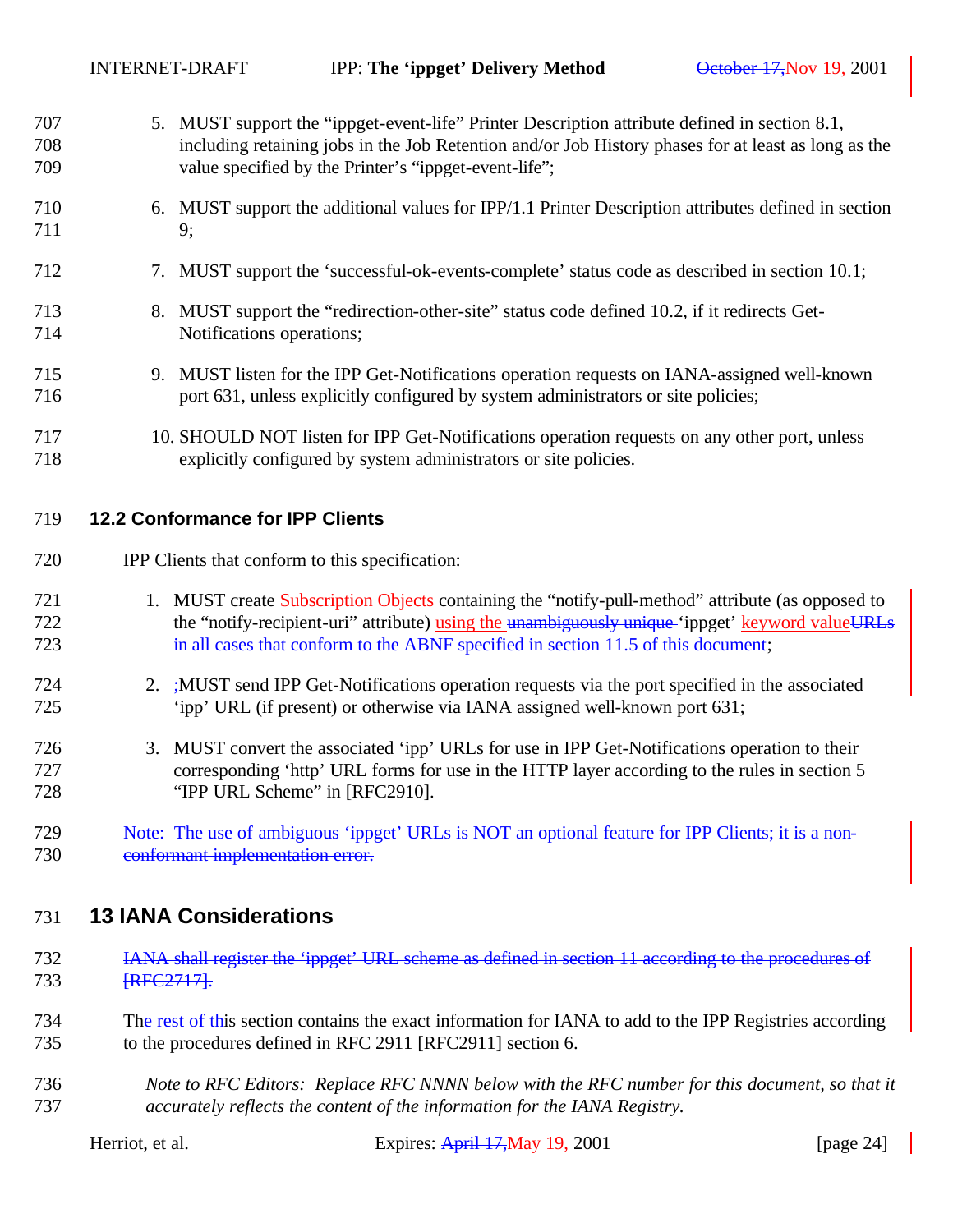5. MUST support the "ippget-event-life" Printer Description attribute defined in section 8.1, including retaining jobs in the Job Retention and/or Job History phases for at least as long as the value specified by the Printer's "ippget-event-life";

6. MUST support the additional values for IPP/1.1 Printer Description attributes defined in section 9;

7. MUST support the 'successful-ok-events-complete' status code as described in section 10.1;

8. MUST support the "redirection-other-site" status code defined 10.2, if it redirects Get-Notifications operations;

9. MUST listen for the IPP Get-Notifications operation requests on IANA-assigned well-known port 631, unless explicitly configured by system administrators or site policies;

10. SHOULD NOT listen for IPP Get-Notifications operation requests on any other port, unless explicitly configured by system administrators or site policies.

### 12.2 Conformance for IPP Clients

IPP Clients that conform to this specification:

1. MUST create Subscription Objects containing the "notify-pull-method" attribute (as opposed to the "notify-recipient-uri" attribute) using the ~~unambiguously unique~~ 'ippget' keyword value~~URLs in all cases that conform to the ABNF specified in section 11.5 of this document~~;

2. ~~;~~MUST send IPP Get-Notifications operation requests via the port specified in the associated 'ipp' URL (if present) or otherwise via IANA assigned well-known port 631;

3. MUST convert the associated 'ipp' URLs for use in IPP Get-Notifications operation to their corresponding 'http' URL forms for use in the HTTP layer according to the rules in section 5 "IPP URL Scheme" in [RFC2910].

~~Note: The use of ambiguous 'ippget' URLs is NOT an optional feature for IPP Clients; it is a non-conformant implementation error.~~

## 13 IANA Considerations

~~IANA shall register the 'ippget' URL scheme as defined in section 11 according to the procedures of [RFC2717].~~

Th~~e rest of th~~is section contains the exact information for IANA to add to the IPP Registries according to the procedures defined in RFC 2911 [RFC2911] section 6.

*Note to RFC Editors: Replace RFC NNNN below with the RFC number for this document, so that it accurately reflects the content of the information for the IANA Registry.*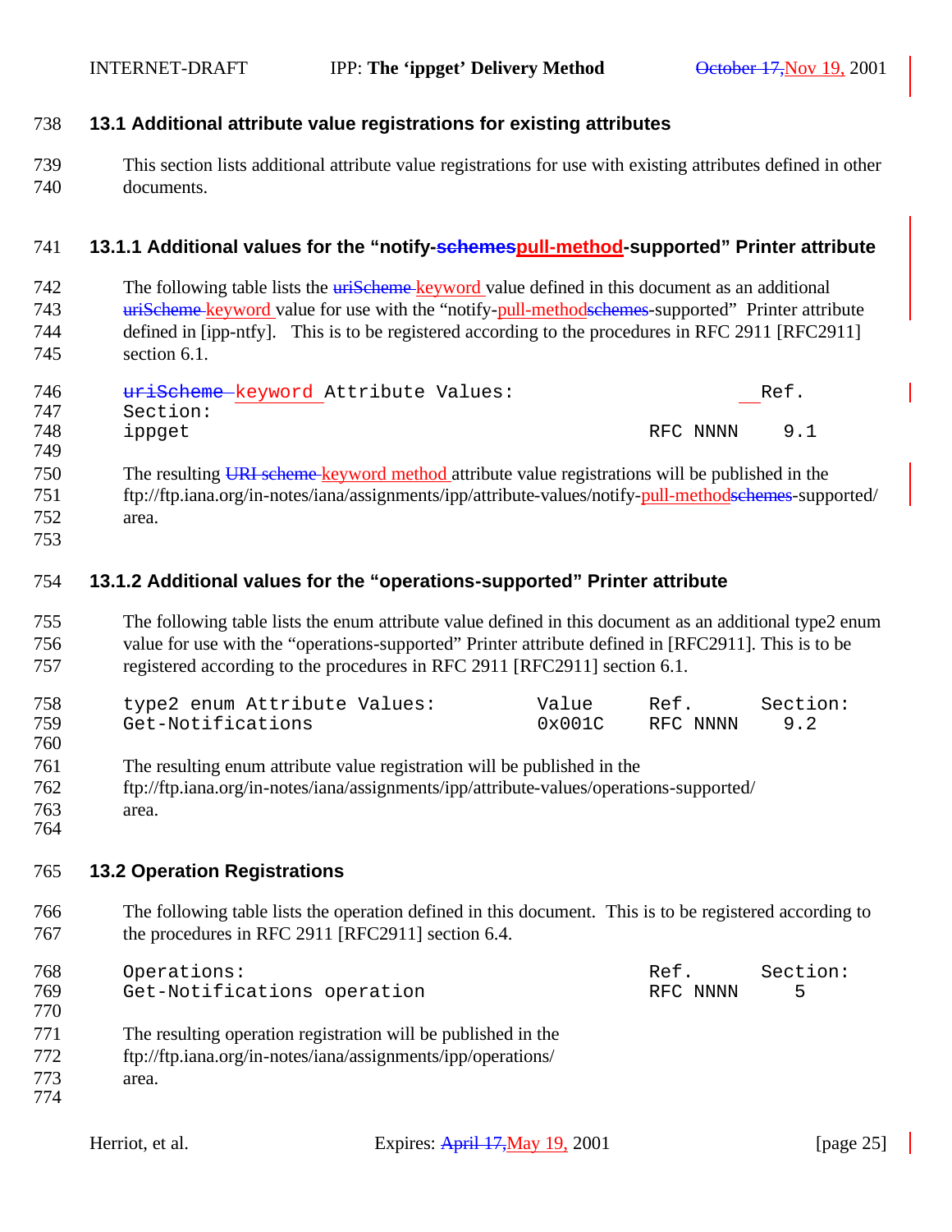### 13.1 Additional attribute value registrations for existing attributes

This section lists additional attribute value registrations for use with existing attributes defined in other documents.

#### 13.1.1 Additional values for the "notify-~~schemes~~pull-method-supported" Printer attribute

The following table lists the ~~uriScheme~~ keyword value defined in this document as an additional ~~uriScheme~~ keyword value for use with the "notify-pull-method~~schemes~~-supported" Printer attribute defined in [ipp-ntfy]. This is to be registered according to the procedures in RFC 2911 [RFC2911] section 6.1.

```
~~uriScheme~~ keyword Attribute Values:                   Ref.
Section:
ippget                                              RFC NNNN    9.1
```

The resulting ~~URI scheme~~ keyword method attribute value registrations will be published in the ftp://ftp.iana.org/in-notes/iana/assignments/ipp/attribute-values/notify-pull-method~~schemes~~-supported/ area.

#### 13.1.2 Additional values for the "operations-supported" Printer attribute

The following table lists the enum attribute value defined in this document as an additional type2 enum value for use with the "operations-supported" Printer attribute defined in [RFC2911]. This is to be registered according to the procedures in RFC 2911 [RFC2911] section 6.1.

```
type2 enum Attribute Values:         Value     Ref.       Section:
Get-Notifications                    0x001C    RFC NNNN    9.2
```

The resulting enum attribute value registration will be published in the ftp://ftp.iana.org/in-notes/iana/assignments/ipp/attribute-values/operations-supported/ area.

### 13.2 Operation Registrations

The following table lists the operation defined in this document. This is to be registered according to the procedures in RFC 2911 [RFC2911] section 6.4.

```
Operations:                                         Ref.       Section:
Get-Notifications operation                         RFC NNNN     5
```

The resulting operation registration will be published in the ftp://ftp.iana.org/in-notes/iana/assignments/ipp/operations/ area.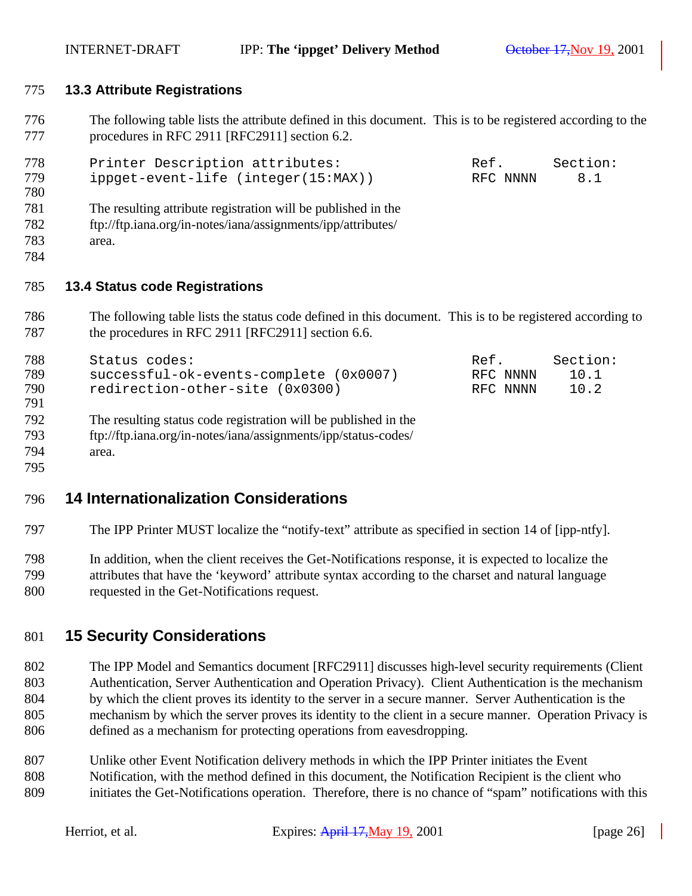### 13.3 Attribute Registrations

The following table lists the attribute defined in this document. This is to be registered according to the procedures in RFC 2911 [RFC2911] section 6.2.

```
Printer Description attributes:                    Ref.       Section:
ippget-event-life (integer(15:MAX))                RFC NNNN      8.1
```

The resulting attribute registration will be published in the ftp://ftp.iana.org/in-notes/iana/assignments/ipp/attributes/ area.

### 13.4 Status code Registrations

The following table lists the status code defined in this document. This is to be registered according to the procedures in RFC 2911 [RFC2911] section 6.6.

```
Status codes:                                      Ref.       Section:
successful-ok-events-complete (0x0007)             RFC NNNN     10.1
redirection-other-site (0x0300)                    RFC NNNN     10.2
```

The resulting status code registration will be published in the ftp://ftp.iana.org/in-notes/iana/assignments/ipp/status-codes/ area.

## 14 Internationalization Considerations

The IPP Printer MUST localize the "notify-text" attribute as specified in section 14 of [ipp-ntfy].

In addition, when the client receives the Get-Notifications response, it is expected to localize the attributes that have the 'keyword' attribute syntax according to the charset and natural language requested in the Get-Notifications request.

## 15 Security Considerations

The IPP Model and Semantics document [RFC2911] discusses high-level security requirements (Client Authentication, Server Authentication and Operation Privacy). Client Authentication is the mechanism by which the client proves its identity to the server in a secure manner. Server Authentication is the mechanism by which the server proves its identity to the client in a secure manner. Operation Privacy is defined as a mechanism for protecting operations from eavesdropping.

Unlike other Event Notification delivery methods in which the IPP Printer initiates the Event Notification, with the method defined in this document, the Notification Recipient is the client who initiates the Get-Notifications operation. Therefore, there is no chance of "spam" notifications with this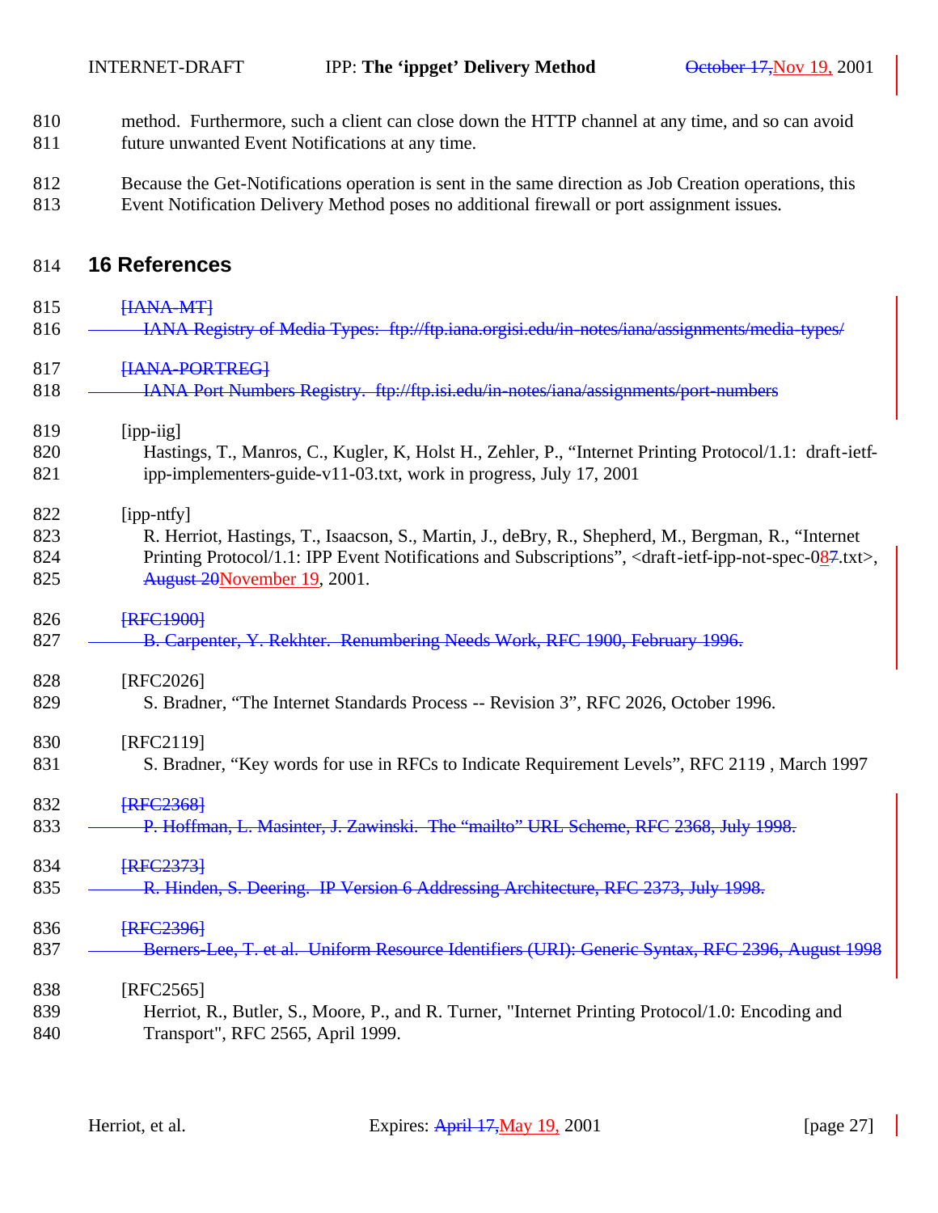method. Furthermore, such a client can close down the HTTP channel at any time, and so can avoid future unwanted Event Notifications at any time.

Because the Get-Notifications operation is sent in the same direction as Job Creation operations, this Event Notification Delivery Method poses no additional firewall or port assignment issues.

# 16 References

~~[IANA-MT]~~
~~IANA Registry of Media Types: ftp://ftp.iana.orgisi.edu/in-notes/iana/assignments/media-types/~~

~~[IANA-PORTREG]~~
~~IANA Port Numbers Registry. ftp://ftp.isi.edu/in-notes/iana/assignments/port-numbers~~

[ipp-iig]
Hastings, T., Manros, C., Kugler, K, Holst H., Zehler, P., "Internet Printing Protocol/1.1: draft-ietf-ipp-implementers-guide-v11-03.txt, work in progress, July 17, 2001

[ipp-ntfy]
R. Herriot, Hastings, T., Isaacson, S., Martin, J., deBry, R., Shepherd, M., Bergman, R., "Internet Printing Protocol/1.1: IPP Event Notifications and Subscriptions", <draft-ietf-ipp-not-spec-08~~7~~.txt>, ~~August 20~~November 19, 2001.

~~[RFC1900]~~
~~B. Carpenter, Y. Rekhter. Renumbering Needs Work, RFC 1900, February 1996.~~

[RFC2026]
S. Bradner, "The Internet Standards Process -- Revision 3", RFC 2026, October 1996.

[RFC2119]
S. Bradner, "Key words for use in RFCs to Indicate Requirement Levels", RFC 2119 , March 1997

~~[RFC2368]~~
~~P. Hoffman, L. Masinter, J. Zawinski. The "mailto" URL Scheme, RFC 2368, July 1998.~~

~~[RFC2373]~~
~~R. Hinden, S. Deering. IP Version 6 Addressing Architecture, RFC 2373, July 1998.~~

~~[RFC2396]~~
~~Berners-Lee, T. et al. Uniform Resource Identifiers (URI): Generic Syntax, RFC 2396, August 1998~~

[RFC2565]
Herriot, R., Butler, S., Moore, P., and R. Turner, "Internet Printing Protocol/1.0: Encoding and Transport", RFC 2565, April 1999.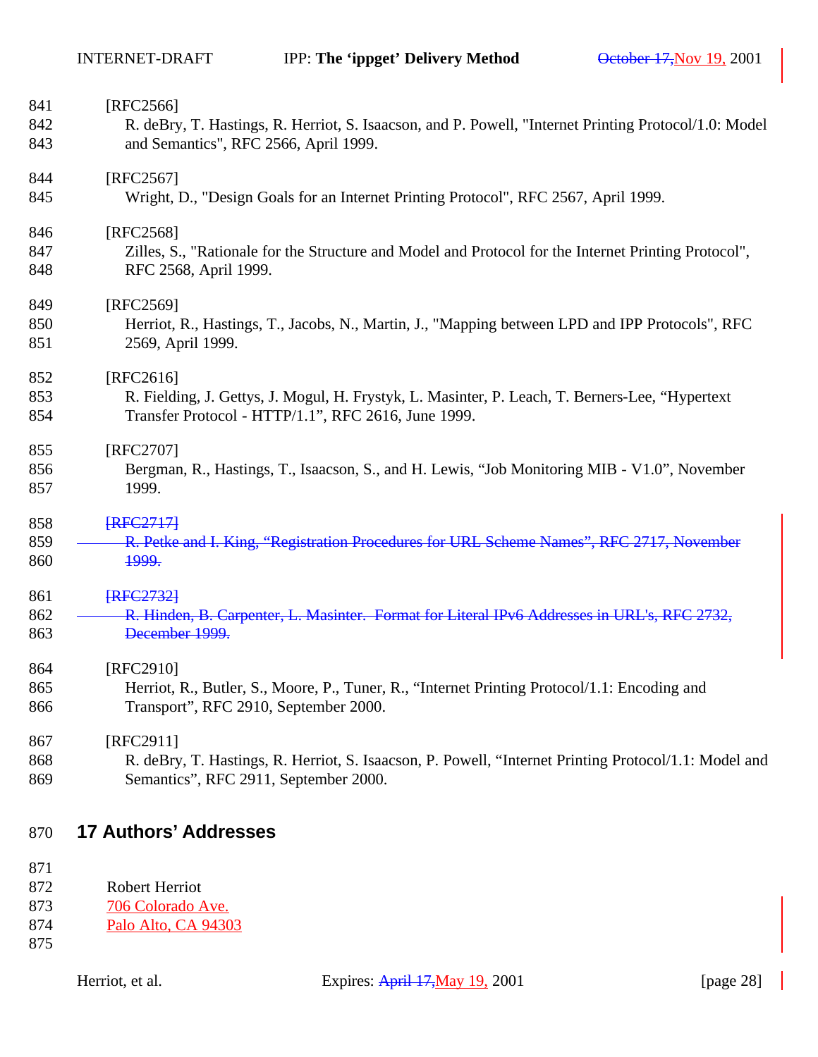[RFC2566]
R. deBry, T. Hastings, R. Herriot, S. Isaacson, and P. Powell, "Internet Printing Protocol/1.0: Model and Semantics", RFC 2566, April 1999.

[RFC2567]
Wright, D., "Design Goals for an Internet Printing Protocol", RFC 2567, April 1999.

[RFC2568]
Zilles, S., "Rationale for the Structure and Model and Protocol for the Internet Printing Protocol", RFC 2568, April 1999.

[RFC2569]
Herriot, R., Hastings, T., Jacobs, N., Martin, J., "Mapping between LPD and IPP Protocols", RFC 2569, April 1999.

[RFC2616]
R. Fielding, J. Gettys, J. Mogul, H. Frystyk, L. Masinter, P. Leach, T. Berners-Lee, "Hypertext Transfer Protocol - HTTP/1.1", RFC 2616, June 1999.

[RFC2707]
Bergman, R., Hastings, T., Isaacson, S., and H. Lewis, "Job Monitoring MIB - V1.0", November 1999.

~~[RFC2717]~~
~~R. Petke and I. King, "Registration Procedures for URL Scheme Names", RFC 2717, November 1999.~~

~~[RFC2732]~~
~~R. Hinden, B. Carpenter, L. Masinter. Format for Literal IPv6 Addresses in URL's, RFC 2732, December 1999.~~

[RFC2910]
Herriot, R., Butler, S., Moore, P., Tuner, R., "Internet Printing Protocol/1.1: Encoding and Transport", RFC 2910, September 2000.

[RFC2911]
R. deBry, T. Hastings, R. Herriot, S. Isaacson, P. Powell, "Internet Printing Protocol/1.1: Model and Semantics", RFC 2911, September 2000.

# 17 Authors' Addresses

Robert Herriot
706 Colorado Ave.
Palo Alto, CA 94303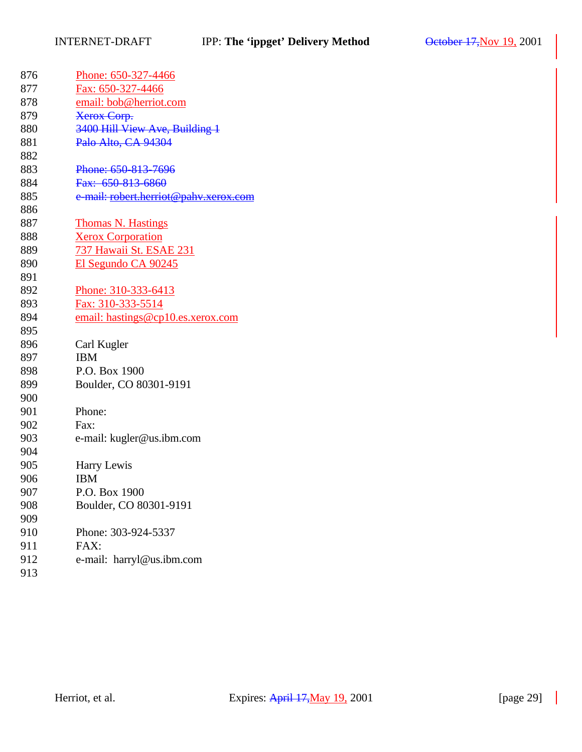876 Phone: 650-327-4466
877 Fax: 650-327-4466
878 email: bob@herriot.com
879 ~~Xerox Corp.~~
880 ~~3400 Hill View Ave, Building 1~~
881 ~~Palo Alto, CA 94304~~
882
883 ~~Phone: 650-813-7696~~
884 ~~Fax: 650-813-6860~~
885 ~~e-mail: robert.herriot@pahv.xerox.com~~
886
887 Thomas N. Hastings
888 Xerox Corporation
889 737 Hawaii St. ESAE 231
890 El Segundo CA 90245
891
892 Phone: 310-333-6413
893 Fax: 310-333-5514
894 email: hastings@cp10.es.xerox.com
895
896 Carl Kugler
897 IBM
898 P.O. Box 1900
899 Boulder, CO 80301-9191
900
901 Phone:
902 Fax:
903 e-mail: kugler@us.ibm.com
904
905 Harry Lewis
906 IBM
907 P.O. Box 1900
908 Boulder, CO 80301-9191
909
910 Phone: 303-924-5337
911 FAX:
912 e-mail: harryl@us.ibm.com
913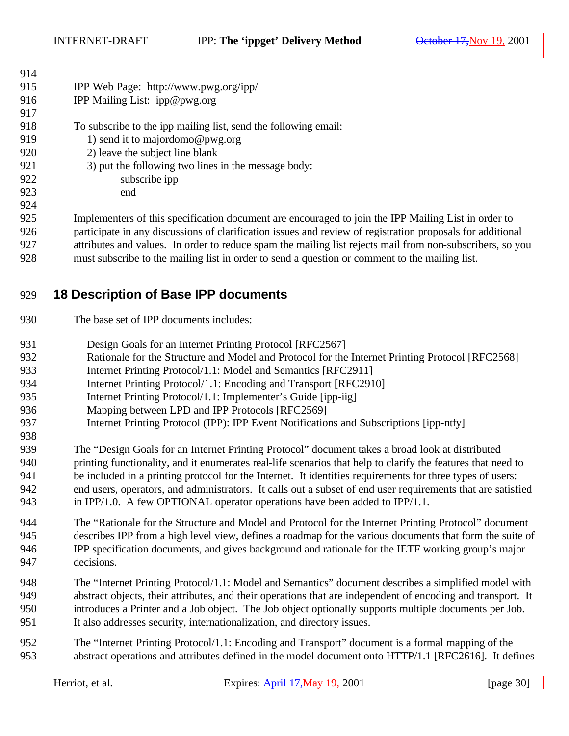IPP Web Page: http://www.pwg.org/ipp/
IPP Mailing List: ipp@pwg.org

To subscribe to the ipp mailing list, send the following email:

1) send it to majordomo@pwg.org
2) leave the subject line blank
3) put the following two lines in the message body:

    subscribe ipp
    end

Implementers of this specification document are encouraged to join the IPP Mailing List in order to participate in any discussions of clarification issues and review of registration proposals for additional attributes and values. In order to reduce spam the mailing list rejects mail from non-subscribers, so you must subscribe to the mailing list in order to send a question or comment to the mailing list.

# 18 Description of Base IPP documents

The base set of IPP documents includes:

- Design Goals for an Internet Printing Protocol [RFC2567]
- Rationale for the Structure and Model and Protocol for the Internet Printing Protocol [RFC2568]
- Internet Printing Protocol/1.1: Model and Semantics [RFC2911]
- Internet Printing Protocol/1.1: Encoding and Transport [RFC2910]
- Internet Printing Protocol/1.1: Implementer's Guide [ipp-iig]
- Mapping between LPD and IPP Protocols [RFC2569]
- Internet Printing Protocol (IPP): IPP Event Notifications and Subscriptions [ipp-ntfy]

The "Design Goals for an Internet Printing Protocol" document takes a broad look at distributed printing functionality, and it enumerates real-life scenarios that help to clarify the features that need to be included in a printing protocol for the Internet. It identifies requirements for three types of users: end users, operators, and administrators. It calls out a subset of end user requirements that are satisfied in IPP/1.0. A few OPTIONAL operator operations have been added to IPP/1.1.

The "Rationale for the Structure and Model and Protocol for the Internet Printing Protocol" document describes IPP from a high level view, defines a roadmap for the various documents that form the suite of IPP specification documents, and gives background and rationale for the IETF working group's major decisions.

The "Internet Printing Protocol/1.1: Model and Semantics" document describes a simplified model with abstract objects, their attributes, and their operations that are independent of encoding and transport. It introduces a Printer and a Job object. The Job object optionally supports multiple documents per Job. It also addresses security, internationalization, and directory issues.

The "Internet Printing Protocol/1.1: Encoding and Transport" document is a formal mapping of the abstract operations and attributes defined in the model document onto HTTP/1.1 [RFC2616]. It defines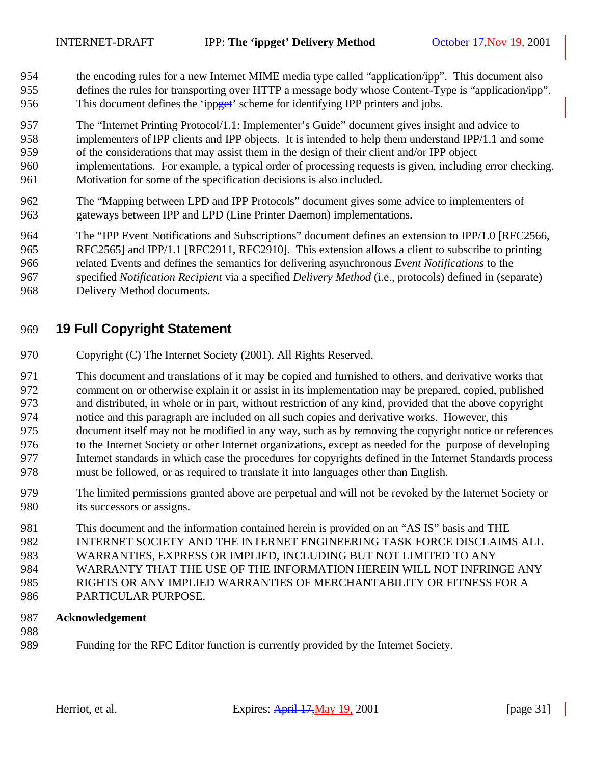the encoding rules for a new Internet MIME media type called "application/ipp". This document also defines the rules for transporting over HTTP a message body whose Content-Type is "application/ipp". This document defines the 'ippget' scheme for identifying IPP printers and jobs.

The "Internet Printing Protocol/1.1: Implementer's Guide" document gives insight and advice to implementers of IPP clients and IPP objects. It is intended to help them understand IPP/1.1 and some of the considerations that may assist them in the design of their client and/or IPP object implementations. For example, a typical order of processing requests is given, including error checking. Motivation for some of the specification decisions is also included.

The "Mapping between LPD and IPP Protocols" document gives some advice to implementers of gateways between IPP and LPD (Line Printer Daemon) implementations.

The "IPP Event Notifications and Subscriptions" document defines an extension to IPP/1.0 [RFC2566, RFC2565] and IPP/1.1 [RFC2911, RFC2910]. This extension allows a client to subscribe to printing related Events and defines the semantics for delivering asynchronous *Event Notifications* to the specified *Notification Recipient* via a specified *Delivery Method* (i.e., protocols) defined in (separate) Delivery Method documents.

# 19 Full Copyright Statement

Copyright (C) The Internet Society (2001). All Rights Reserved.

This document and translations of it may be copied and furnished to others, and derivative works that comment on or otherwise explain it or assist in its implementation may be prepared, copied, published and distributed, in whole or in part, without restriction of any kind, provided that the above copyright notice and this paragraph are included on all such copies and derivative works. However, this document itself may not be modified in any way, such as by removing the copyright notice or references to the Internet Society or other Internet organizations, except as needed for the purpose of developing Internet standards in which case the procedures for copyrights defined in the Internet Standards process must be followed, or as required to translate it into languages other than English.

The limited permissions granted above are perpetual and will not be revoked by the Internet Society or its successors or assigns.

This document and the information contained herein is provided on an "AS IS" basis and THE INTERNET SOCIETY AND THE INTERNET ENGINEERING TASK FORCE DISCLAIMS ALL WARRANTIES, EXPRESS OR IMPLIED, INCLUDING BUT NOT LIMITED TO ANY WARRANTY THAT THE USE OF THE INFORMATION HEREIN WILL NOT INFRINGE ANY RIGHTS OR ANY IMPLIED WARRANTIES OF MERCHANTABILITY OR FITNESS FOR A PARTICULAR PURPOSE.

**Acknowledgement**

Funding for the RFC Editor function is currently provided by the Internet Society.